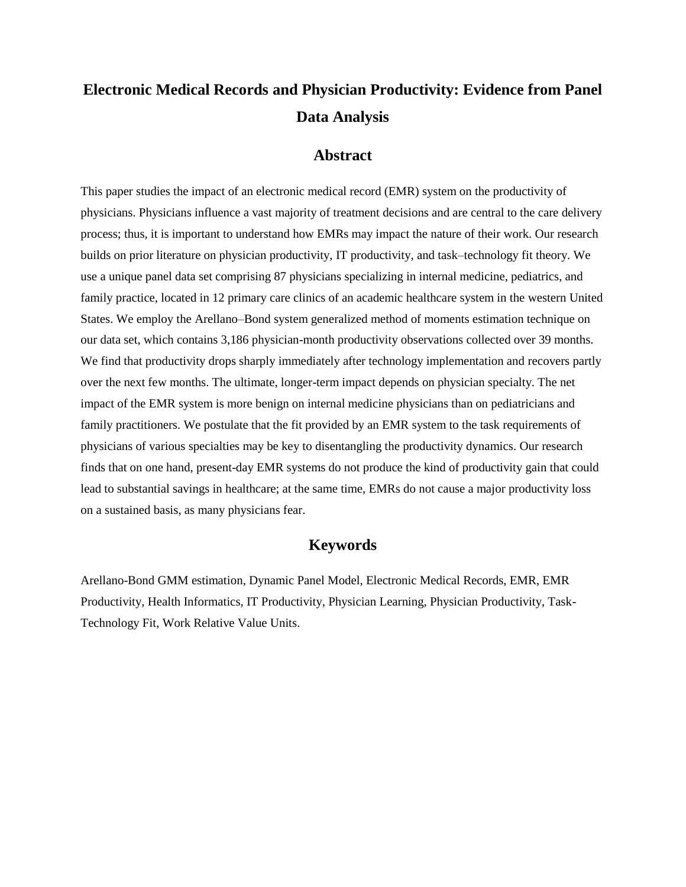# Electronic Medical Records and Physician Productivity: Evidence from Panel Data Analysis

## Abstract

This paper studies the impact of an electronic medical record (EMR) system on the productivity of physicians. Physicians influence a vast majority of treatment decisions and are central to the care delivery process; thus, it is important to understand how EMRs may impact the nature of their work. Our research builds on prior literature on physician productivity, IT productivity, and task–technology fit theory. We use a unique panel data set comprising 87 physicians specializing in internal medicine, pediatrics, and family practice, located in 12 primary care clinics of an academic healthcare system in the western United States. We employ the Arellano–Bond system generalized method of moments estimation technique on our data set, which contains 3,186 physician-month productivity observations collected over 39 months. We find that productivity drops sharply immediately after technology implementation and recovers partly over the next few months. The ultimate, longer-term impact depends on physician specialty. The net impact of the EMR system is more benign on internal medicine physicians than on pediatricians and family practitioners. We postulate that the fit provided by an EMR system to the task requirements of physicians of various specialties may be key to disentangling the productivity dynamics. Our research finds that on one hand, present-day EMR systems do not produce the kind of productivity gain that could lead to substantial savings in healthcare; at the same time, EMRs do not cause a major productivity loss on a sustained basis, as many physicians fear.

## Keywords

Arellano-Bond GMM estimation, Dynamic Panel Model, Electronic Medical Records, EMR, EMR Productivity, Health Informatics, IT Productivity, Physician Learning, Physician Productivity, Task-Technology Fit, Work Relative Value Units.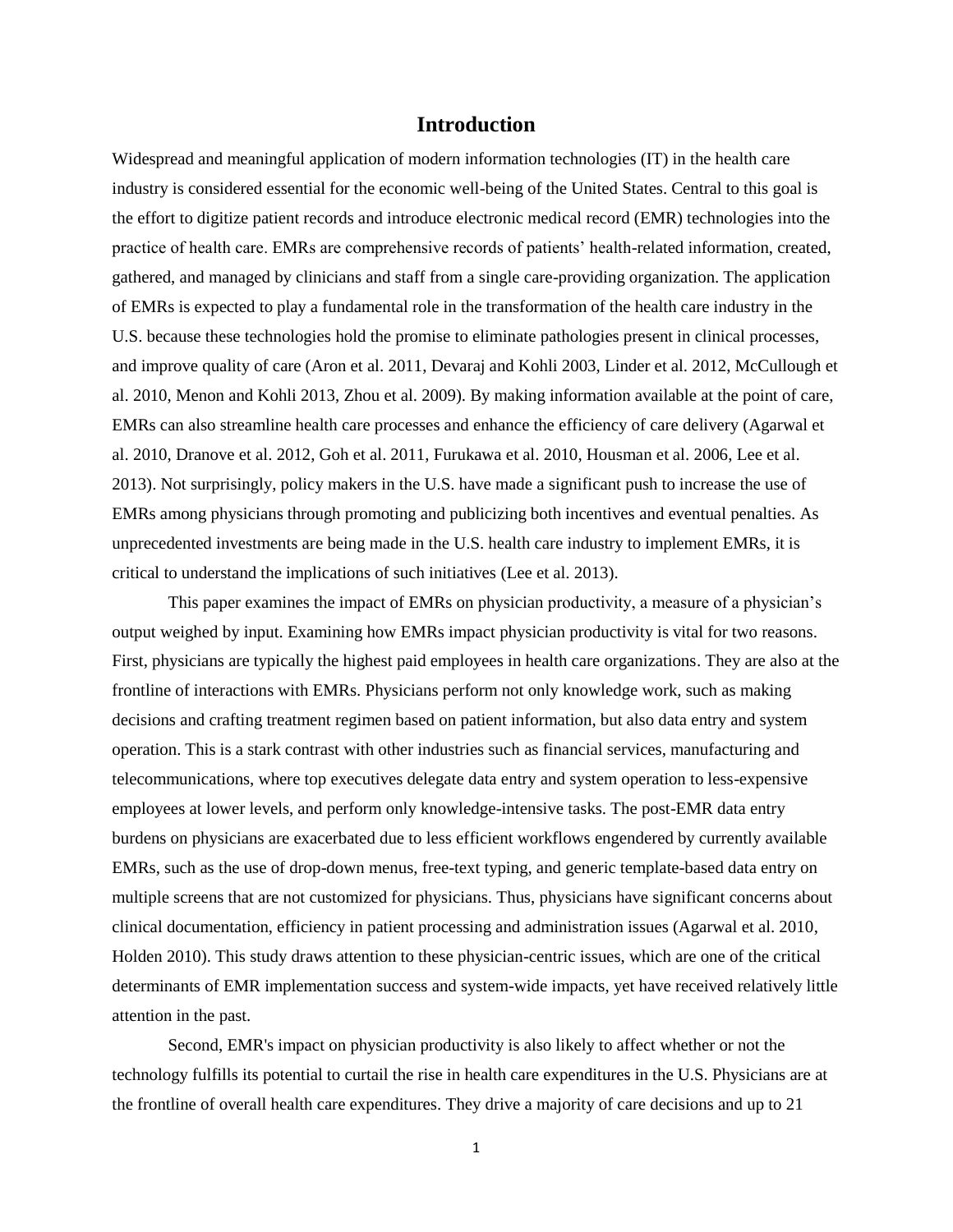# Introduction

Widespread and meaningful application of modern information technologies (IT) in the health care industry is considered essential for the economic well-being of the United States. Central to this goal is the effort to digitize patient records and introduce electronic medical record (EMR) technologies into the practice of health care. EMRs are comprehensive records of patients' health-related information, created, gathered, and managed by clinicians and staff from a single care-providing organization. The application of EMRs is expected to play a fundamental role in the transformation of the health care industry in the U.S. because these technologies hold the promise to eliminate pathologies present in clinical processes, and improve quality of care (Aron et al. 2011, Devaraj and Kohli 2003, Linder et al. 2012, McCullough et al. 2010, Menon and Kohli 2013, Zhou et al. 2009). By making information available at the point of care, EMRs can also streamline health care processes and enhance the efficiency of care delivery (Agarwal et al. 2010, Dranove et al. 2012, Goh et al. 2011, Furukawa et al. 2010, Housman et al. 2006, Lee et al. 2013). Not surprisingly, policy makers in the U.S. have made a significant push to increase the use of EMRs among physicians through promoting and publicizing both incentives and eventual penalties. As unprecedented investments are being made in the U.S. health care industry to implement EMRs, it is critical to understand the implications of such initiatives (Lee et al. 2013).

This paper examines the impact of EMRs on physician productivity, a measure of a physician's output weighed by input. Examining how EMRs impact physician productivity is vital for two reasons. First, physicians are typically the highest paid employees in health care organizations. They are also at the frontline of interactions with EMRs. Physicians perform not only knowledge work, such as making decisions and crafting treatment regimen based on patient information, but also data entry and system operation. This is a stark contrast with other industries such as financial services, manufacturing and telecommunications, where top executives delegate data entry and system operation to less-expensive employees at lower levels, and perform only knowledge-intensive tasks. The post-EMR data entry burdens on physicians are exacerbated due to less efficient workflows engendered by currently available EMRs, such as the use of drop-down menus, free-text typing, and generic template-based data entry on multiple screens that are not customized for physicians. Thus, physicians have significant concerns about clinical documentation, efficiency in patient processing and administration issues (Agarwal et al. 2010, Holden 2010). This study draws attention to these physician-centric issues, which are one of the critical determinants of EMR implementation success and system-wide impacts, yet have received relatively little attention in the past.

Second, EMR's impact on physician productivity is also likely to affect whether or not the technology fulfills its potential to curtail the rise in health care expenditures in the U.S. Physicians are at the frontline of overall health care expenditures. They drive a majority of care decisions and up to 21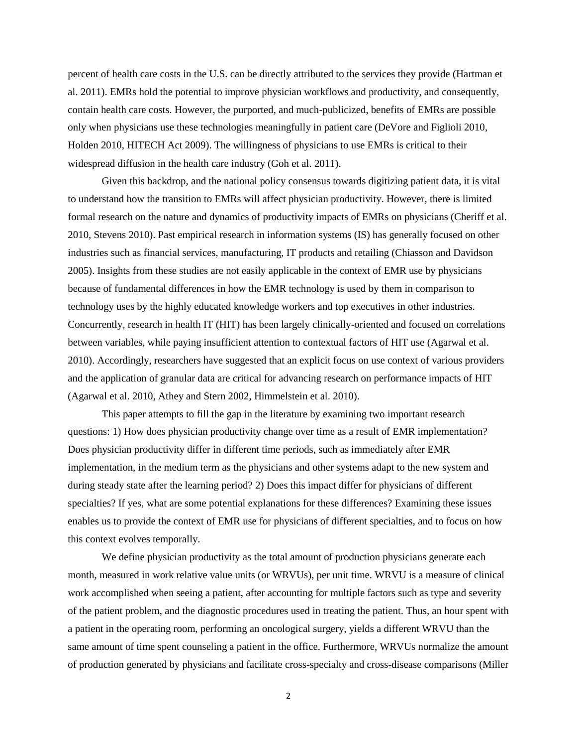percent of health care costs in the U.S. can be directly attributed to the services they provide (Hartman et al. 2011). EMRs hold the potential to improve physician workflows and productivity, and consequently, contain health care costs. However, the purported, and much-publicized, benefits of EMRs are possible only when physicians use these technologies meaningfully in patient care (DeVore and Figlioli 2010, Holden 2010, HITECH Act 2009). The willingness of physicians to use EMRs is critical to their widespread diffusion in the health care industry (Goh et al. 2011).

Given this backdrop, and the national policy consensus towards digitizing patient data, it is vital to understand how the transition to EMRs will affect physician productivity. However, there is limited formal research on the nature and dynamics of productivity impacts of EMRs on physicians (Cheriff et al. 2010, Stevens 2010). Past empirical research in information systems (IS) has generally focused on other industries such as financial services, manufacturing, IT products and retailing (Chiasson and Davidson 2005). Insights from these studies are not easily applicable in the context of EMR use by physicians because of fundamental differences in how the EMR technology is used by them in comparison to technology uses by the highly educated knowledge workers and top executives in other industries. Concurrently, research in health IT (HIT) has been largely clinically-oriented and focused on correlations between variables, while paying insufficient attention to contextual factors of HIT use (Agarwal et al. 2010). Accordingly, researchers have suggested that an explicit focus on use context of various providers and the application of granular data are critical for advancing research on performance impacts of HIT (Agarwal et al. 2010, Athey and Stern 2002, Himmelstein et al. 2010).

This paper attempts to fill the gap in the literature by examining two important research questions: 1) How does physician productivity change over time as a result of EMR implementation? Does physician productivity differ in different time periods, such as immediately after EMR implementation, in the medium term as the physicians and other systems adapt to the new system and during steady state after the learning period? 2) Does this impact differ for physicians of different specialties? If yes, what are some potential explanations for these differences? Examining these issues enables us to provide the context of EMR use for physicians of different specialties, and to focus on how this context evolves temporally.

We define physician productivity as the total amount of production physicians generate each month, measured in work relative value units (or WRVUs), per unit time. WRVU is a measure of clinical work accomplished when seeing a patient, after accounting for multiple factors such as type and severity of the patient problem, and the diagnostic procedures used in treating the patient. Thus, an hour spent with a patient in the operating room, performing an oncological surgery, yields a different WRVU than the same amount of time spent counseling a patient in the office. Furthermore, WRVUs normalize the amount of production generated by physicians and facilitate cross-specialty and cross-disease comparisons (Miller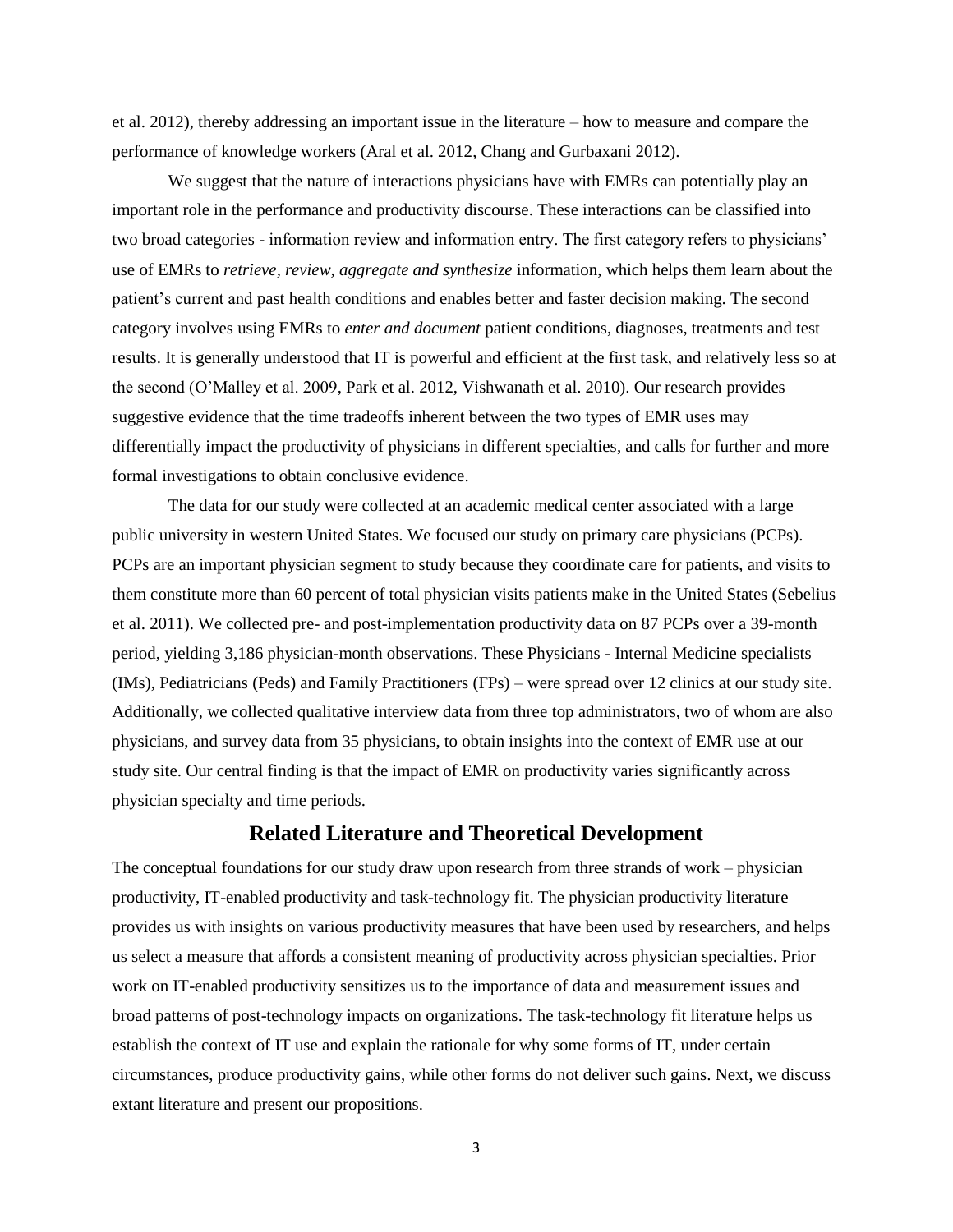et al. 2012), thereby addressing an important issue in the literature – how to measure and compare the performance of knowledge workers (Aral et al. 2012, Chang and Gurbaxani 2012).

We suggest that the nature of interactions physicians have with EMRs can potentially play an important role in the performance and productivity discourse. These interactions can be classified into two broad categories - information review and information entry. The first category refers to physicians' use of EMRs to *retrieve, review, aggregate and synthesize* information, which helps them learn about the patient's current and past health conditions and enables better and faster decision making. The second category involves using EMRs to *enter and document* patient conditions, diagnoses, treatments and test results. It is generally understood that IT is powerful and efficient at the first task, and relatively less so at the second (O'Malley et al. 2009, Park et al. 2012, Vishwanath et al. 2010). Our research provides suggestive evidence that the time tradeoffs inherent between the two types of EMR uses may differentially impact the productivity of physicians in different specialties, and calls for further and more formal investigations to obtain conclusive evidence.

The data for our study were collected at an academic medical center associated with a large public university in western United States. We focused our study on primary care physicians (PCPs). PCPs are an important physician segment to study because they coordinate care for patients, and visits to them constitute more than 60 percent of total physician visits patients make in the United States (Sebelius et al. 2011). We collected pre- and post-implementation productivity data on 87 PCPs over a 39-month period, yielding 3,186 physician-month observations. These Physicians - Internal Medicine specialists (IMs), Pediatricians (Peds) and Family Practitioners (FPs) – were spread over 12 clinics at our study site. Additionally, we collected qualitative interview data from three top administrators, two of whom are also physicians, and survey data from 35 physicians, to obtain insights into the context of EMR use at our study site. Our central finding is that the impact of EMR on productivity varies significantly across physician specialty and time periods.

## Related Literature and Theoretical Development

The conceptual foundations for our study draw upon research from three strands of work – physician productivity, IT-enabled productivity and task-technology fit. The physician productivity literature provides us with insights on various productivity measures that have been used by researchers, and helps us select a measure that affords a consistent meaning of productivity across physician specialties. Prior work on IT-enabled productivity sensitizes us to the importance of data and measurement issues and broad patterns of post-technology impacts on organizations. The task-technology fit literature helps us establish the context of IT use and explain the rationale for why some forms of IT, under certain circumstances, produce productivity gains, while other forms do not deliver such gains. Next, we discuss extant literature and present our propositions.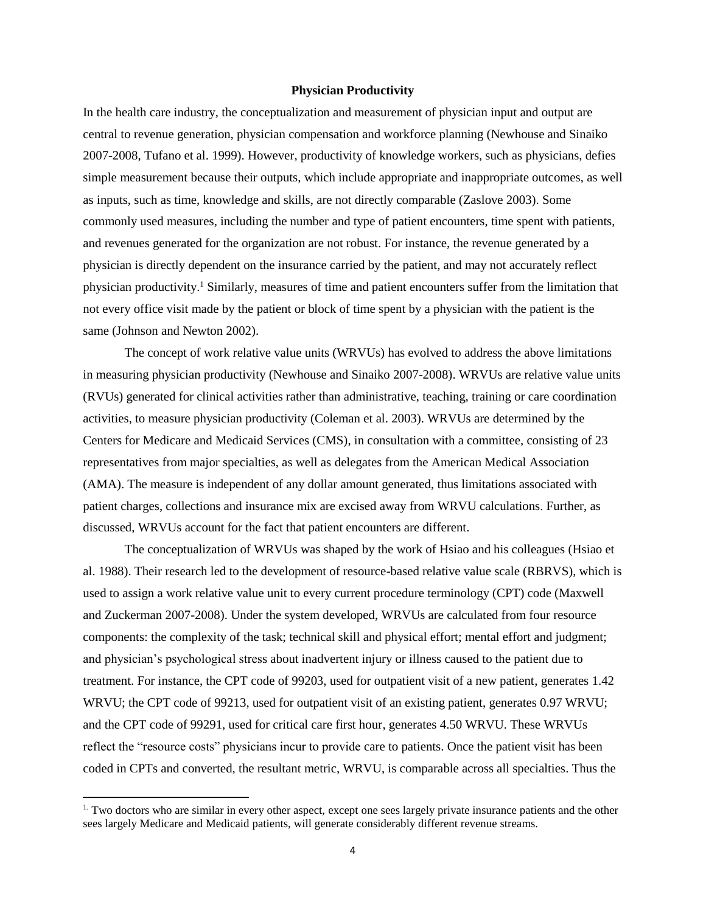## Physician Productivity

In the health care industry, the conceptualization and measurement of physician input and output are central to revenue generation, physician compensation and workforce planning (Newhouse and Sinaiko 2007-2008, Tufano et al. 1999). However, productivity of knowledge workers, such as physicians, defies simple measurement because their outputs, which include appropriate and inappropriate outcomes, as well as inputs, such as time, knowledge and skills, are not directly comparable (Zaslove 2003). Some commonly used measures, including the number and type of patient encounters, time spent with patients, and revenues generated for the organization are not robust. For instance, the revenue generated by a physician is directly dependent on the insurance carried by the patient, and may not accurately reflect physician productivity.[1] Similarly, measures of time and patient encounters suffer from the limitation that not every office visit made by the patient or block of time spent by a physician with the patient is the same (Johnson and Newton 2002).

The concept of work relative value units (WRVUs) has evolved to address the above limitations in measuring physician productivity (Newhouse and Sinaiko 2007-2008). WRVUs are relative value units (RVUs) generated for clinical activities rather than administrative, teaching, training or care coordination activities, to measure physician productivity (Coleman et al. 2003). WRVUs are determined by the Centers for Medicare and Medicaid Services (CMS), in consultation with a committee, consisting of 23 representatives from major specialties, as well as delegates from the American Medical Association (AMA). The measure is independent of any dollar amount generated, thus limitations associated with patient charges, collections and insurance mix are excised away from WRVU calculations. Further, as discussed, WRVUs account for the fact that patient encounters are different.

The conceptualization of WRVUs was shaped by the work of Hsiao and his colleagues (Hsiao et al. 1988). Their research led to the development of resource-based relative value scale (RBRVS), which is used to assign a work relative value unit to every current procedure terminology (CPT) code (Maxwell and Zuckerman 2007-2008). Under the system developed, WRVUs are calculated from four resource components: the complexity of the task; technical skill and physical effort; mental effort and judgment; and physician's psychological stress about inadvertent injury or illness caused to the patient due to treatment. For instance, the CPT code of 99203, used for outpatient visit of a new patient, generates 1.42 WRVU; the CPT code of 99213, used for outpatient visit of an existing patient, generates 0.97 WRVU; and the CPT code of 99291, used for critical care first hour, generates 4.50 WRVU. These WRVUs reflect the "resource costs" physicians incur to provide care to patients. Once the patient visit has been coded in CPTs and converted, the resultant metric, WRVU, is comparable across all specialties. Thus the

[1] Two doctors who are similar in every other aspect, except one sees largely private insurance patients and the other sees largely Medicare and Medicaid patients, will generate considerably different revenue streams.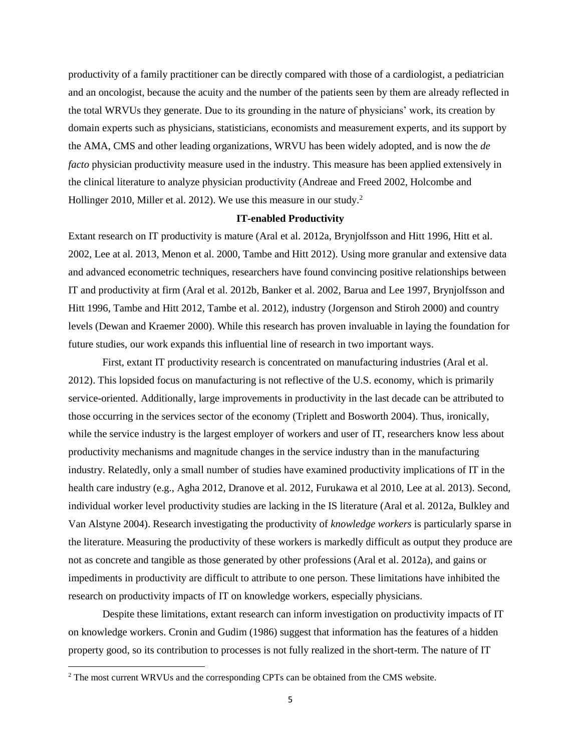productivity of a family practitioner can be directly compared with those of a cardiologist, a pediatrician and an oncologist, because the acuity and the number of the patients seen by them are already reflected in the total WRVUs they generate. Due to its grounding in the nature of physicians' work, its creation by domain experts such as physicians, statisticians, economists and measurement experts, and its support by the AMA, CMS and other leading organizations, WRVU has been widely adopted, and is now the *de facto* physician productivity measure used in the industry. This measure has been applied extensively in the clinical literature to analyze physician productivity (Andreae and Freed 2002, Holcombe and Hollinger 2010, Miller et al. 2012). We use this measure in our study.[2]

## IT-enabled Productivity

Extant research on IT productivity is mature (Aral et al. 2012a, Brynjolfsson and Hitt 1996, Hitt et al. 2002, Lee at al. 2013, Menon et al. 2000, Tambe and Hitt 2012). Using more granular and extensive data and advanced econometric techniques, researchers have found convincing positive relationships between IT and productivity at firm (Aral et al. 2012b, Banker et al. 2002, Barua and Lee 1997, Brynjolfsson and Hitt 1996, Tambe and Hitt 2012, Tambe et al. 2012), industry (Jorgenson and Stiroh 2000) and country levels (Dewan and Kraemer 2000). While this research has proven invaluable in laying the foundation for future studies, our work expands this influential line of research in two important ways.

First, extant IT productivity research is concentrated on manufacturing industries (Aral et al. 2012). This lopsided focus on manufacturing is not reflective of the U.S. economy, which is primarily service-oriented. Additionally, large improvements in productivity in the last decade can be attributed to those occurring in the services sector of the economy (Triplett and Bosworth 2004). Thus, ironically, while the service industry is the largest employer of workers and user of IT, researchers know less about productivity mechanisms and magnitude changes in the service industry than in the manufacturing industry. Relatedly, only a small number of studies have examined productivity implications of IT in the health care industry (e.g., Agha 2012, Dranove et al. 2012, Furukawa et al 2010, Lee at al. 2013). Second, individual worker level productivity studies are lacking in the IS literature (Aral et al. 2012a, Bulkley and Van Alstyne 2004). Research investigating the productivity of *knowledge workers* is particularly sparse in the literature. Measuring the productivity of these workers is markedly difficult as output they produce are not as concrete and tangible as those generated by other professions (Aral et al. 2012a), and gains or impediments in productivity are difficult to attribute to one person. These limitations have inhibited the research on productivity impacts of IT on knowledge workers, especially physicians.

Despite these limitations, extant research can inform investigation on productivity impacts of IT on knowledge workers. Cronin and Gudim (1986) suggest that information has the features of a hidden property good, so its contribution to processes is not fully realized in the short-term. The nature of IT

[2] The most current WRVUs and the corresponding CPTs can be obtained from the CMS website.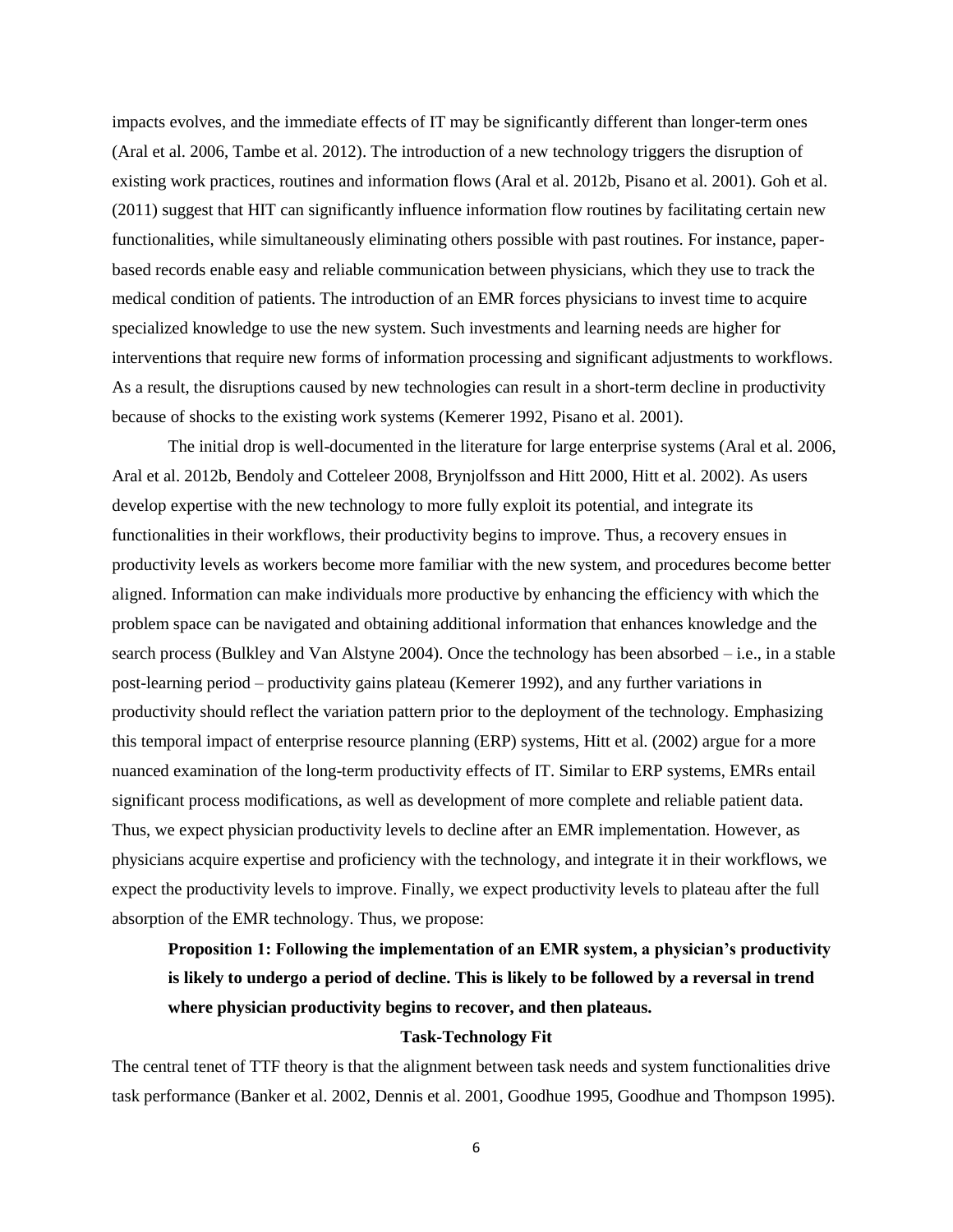impacts evolves, and the immediate effects of IT may be significantly different than longer-term ones (Aral et al. 2006, Tambe et al. 2012). The introduction of a new technology triggers the disruption of existing work practices, routines and information flows (Aral et al. 2012b, Pisano et al. 2001). Goh et al. (2011) suggest that HIT can significantly influence information flow routines by facilitating certain new functionalities, while simultaneously eliminating others possible with past routines. For instance, paper-based records enable easy and reliable communication between physicians, which they use to track the medical condition of patients. The introduction of an EMR forces physicians to invest time to acquire specialized knowledge to use the new system. Such investments and learning needs are higher for interventions that require new forms of information processing and significant adjustments to workflows. As a result, the disruptions caused by new technologies can result in a short-term decline in productivity because of shocks to the existing work systems (Kemerer 1992, Pisano et al. 2001).

The initial drop is well-documented in the literature for large enterprise systems (Aral et al. 2006, Aral et al. 2012b, Bendoly and Cotteleer 2008, Brynjolfsson and Hitt 2000, Hitt et al. 2002). As users develop expertise with the new technology to more fully exploit its potential, and integrate its functionalities in their workflows, their productivity begins to improve. Thus, a recovery ensues in productivity levels as workers become more familiar with the new system, and procedures become better aligned. Information can make individuals more productive by enhancing the efficiency with which the problem space can be navigated and obtaining additional information that enhances knowledge and the search process (Bulkley and Van Alstyne 2004). Once the technology has been absorbed – i.e., in a stable post-learning period – productivity gains plateau (Kemerer 1992), and any further variations in productivity should reflect the variation pattern prior to the deployment of the technology. Emphasizing this temporal impact of enterprise resource planning (ERP) systems, Hitt et al. (2002) argue for a more nuanced examination of the long-term productivity effects of IT. Similar to ERP systems, EMRs entail significant process modifications, as well as development of more complete and reliable patient data. Thus, we expect physician productivity levels to decline after an EMR implementation. However, as physicians acquire expertise and proficiency with the technology, and integrate it in their workflows, we expect the productivity levels to improve. Finally, we expect productivity levels to plateau after the full absorption of the EMR technology. Thus, we propose:

> **Proposition 1: Following the implementation of an EMR system, a physician's productivity is likely to undergo a period of decline. This is likely to be followed by a reversal in trend where physician productivity begins to recover, and then plateaus.**

### Task-Technology Fit

The central tenet of TTF theory is that the alignment between task needs and system functionalities drive task performance (Banker et al. 2002, Dennis et al. 2001, Goodhue 1995, Goodhue and Thompson 1995).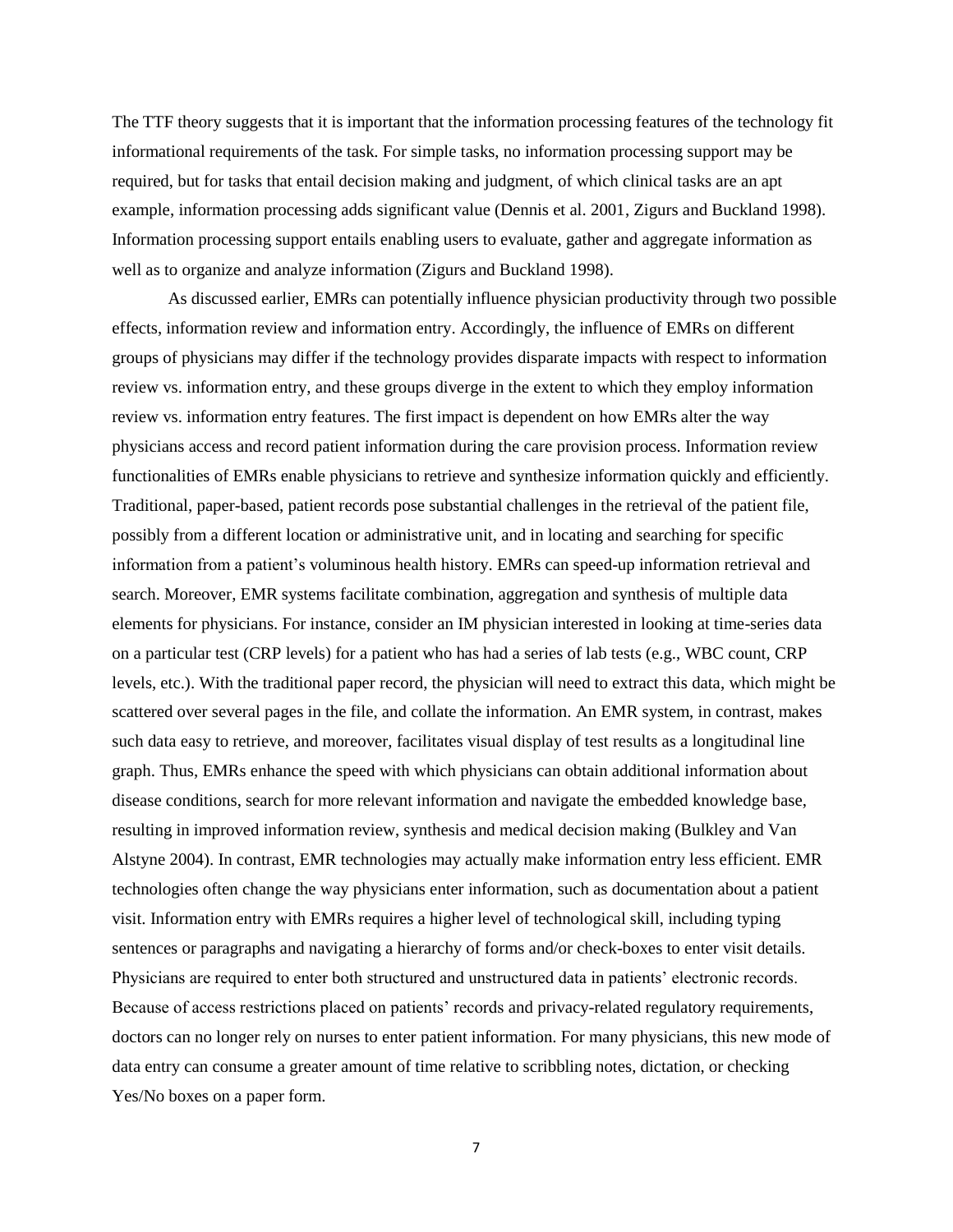The TTF theory suggests that it is important that the information processing features of the technology fit informational requirements of the task. For simple tasks, no information processing support may be required, but for tasks that entail decision making and judgment, of which clinical tasks are an apt example, information processing adds significant value (Dennis et al. 2001, Zigurs and Buckland 1998). Information processing support entails enabling users to evaluate, gather and aggregate information as well as to organize and analyze information (Zigurs and Buckland 1998).

As discussed earlier, EMRs can potentially influence physician productivity through two possible effects, information review and information entry. Accordingly, the influence of EMRs on different groups of physicians may differ if the technology provides disparate impacts with respect to information review vs. information entry, and these groups diverge in the extent to which they employ information review vs. information entry features. The first impact is dependent on how EMRs alter the way physicians access and record patient information during the care provision process. Information review functionalities of EMRs enable physicians to retrieve and synthesize information quickly and efficiently. Traditional, paper-based, patient records pose substantial challenges in the retrieval of the patient file, possibly from a different location or administrative unit, and in locating and searching for specific information from a patient's voluminous health history. EMRs can speed-up information retrieval and search. Moreover, EMR systems facilitate combination, aggregation and synthesis of multiple data elements for physicians. For instance, consider an IM physician interested in looking at time-series data on a particular test (CRP levels) for a patient who has had a series of lab tests (e.g., WBC count, CRP levels, etc.). With the traditional paper record, the physician will need to extract this data, which might be scattered over several pages in the file, and collate the information. An EMR system, in contrast, makes such data easy to retrieve, and moreover, facilitates visual display of test results as a longitudinal line graph. Thus, EMRs enhance the speed with which physicians can obtain additional information about disease conditions, search for more relevant information and navigate the embedded knowledge base, resulting in improved information review, synthesis and medical decision making (Bulkley and Van Alstyne 2004). In contrast, EMR technologies may actually make information entry less efficient. EMR technologies often change the way physicians enter information, such as documentation about a patient visit. Information entry with EMRs requires a higher level of technological skill, including typing sentences or paragraphs and navigating a hierarchy of forms and/or check-boxes to enter visit details. Physicians are required to enter both structured and unstructured data in patients' electronic records. Because of access restrictions placed on patients' records and privacy-related regulatory requirements, doctors can no longer rely on nurses to enter patient information. For many physicians, this new mode of data entry can consume a greater amount of time relative to scribbling notes, dictation, or checking Yes/No boxes on a paper form.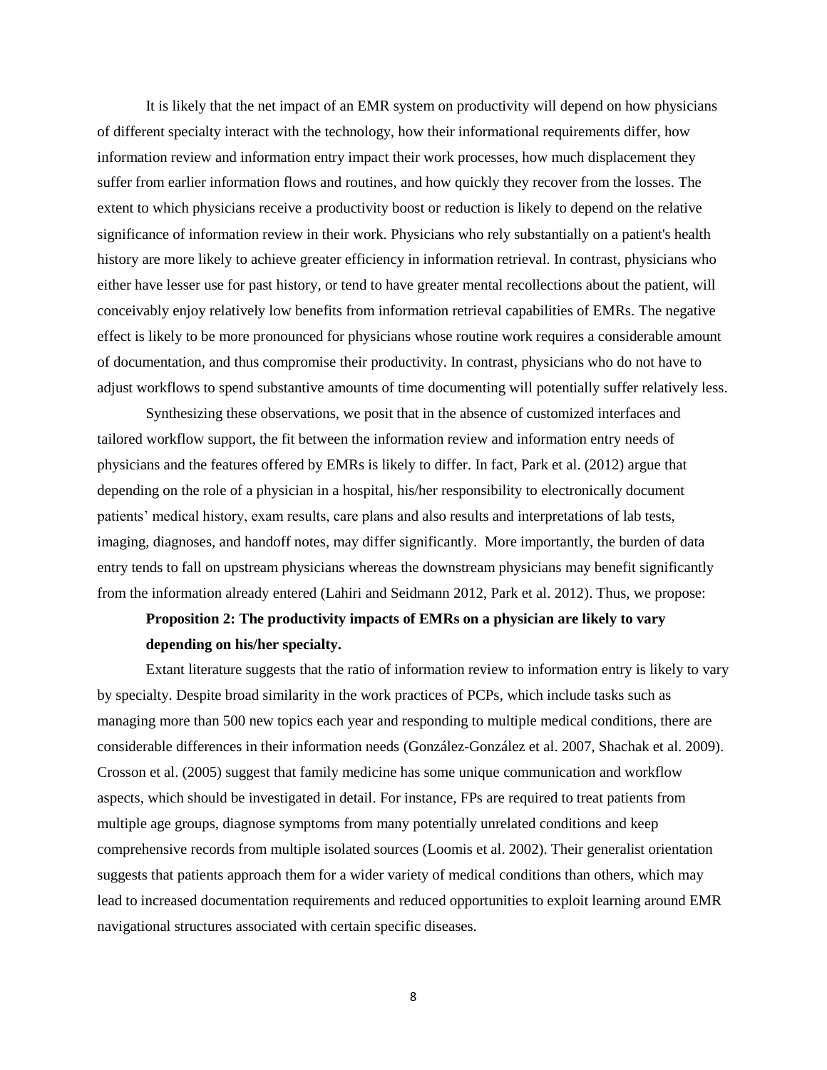It is likely that the net impact of an EMR system on productivity will depend on how physicians of different specialty interact with the technology, how their informational requirements differ, how information review and information entry impact their work processes, how much displacement they suffer from earlier information flows and routines, and how quickly they recover from the losses. The extent to which physicians receive a productivity boost or reduction is likely to depend on the relative significance of information review in their work. Physicians who rely substantially on a patient's health history are more likely to achieve greater efficiency in information retrieval. In contrast, physicians who either have lesser use for past history, or tend to have greater mental recollections about the patient, will conceivably enjoy relatively low benefits from information retrieval capabilities of EMRs. The negative effect is likely to be more pronounced for physicians whose routine work requires a considerable amount of documentation, and thus compromise their productivity. In contrast, physicians who do not have to adjust workflows to spend substantive amounts of time documenting will potentially suffer relatively less.

Synthesizing these observations, we posit that in the absence of customized interfaces and tailored workflow support, the fit between the information review and information entry needs of physicians and the features offered by EMRs is likely to differ. In fact, Park et al. (2012) argue that depending on the role of a physician in a hospital, his/her responsibility to electronically document patients' medical history, exam results, care plans and also results and interpretations of lab tests, imaging, diagnoses, and handoff notes, may differ significantly. More importantly, the burden of data entry tends to fall on upstream physicians whereas the downstream physicians may benefit significantly from the information already entered (Lahiri and Seidmann 2012, Park et al. 2012). Thus, we propose:

**Proposition 2: The productivity impacts of EMRs on a physician are likely to vary depending on his/her specialty.**

Extant literature suggests that the ratio of information review to information entry is likely to vary by specialty. Despite broad similarity in the work practices of PCPs, which include tasks such as managing more than 500 new topics each year and responding to multiple medical conditions, there are considerable differences in their information needs (González-González et al. 2007, Shachak et al. 2009). Crosson et al. (2005) suggest that family medicine has some unique communication and workflow aspects, which should be investigated in detail. For instance, FPs are required to treat patients from multiple age groups, diagnose symptoms from many potentially unrelated conditions and keep comprehensive records from multiple isolated sources (Loomis et al. 2002). Their generalist orientation suggests that patients approach them for a wider variety of medical conditions than others, which may lead to increased documentation requirements and reduced opportunities to exploit learning around EMR navigational structures associated with certain specific diseases.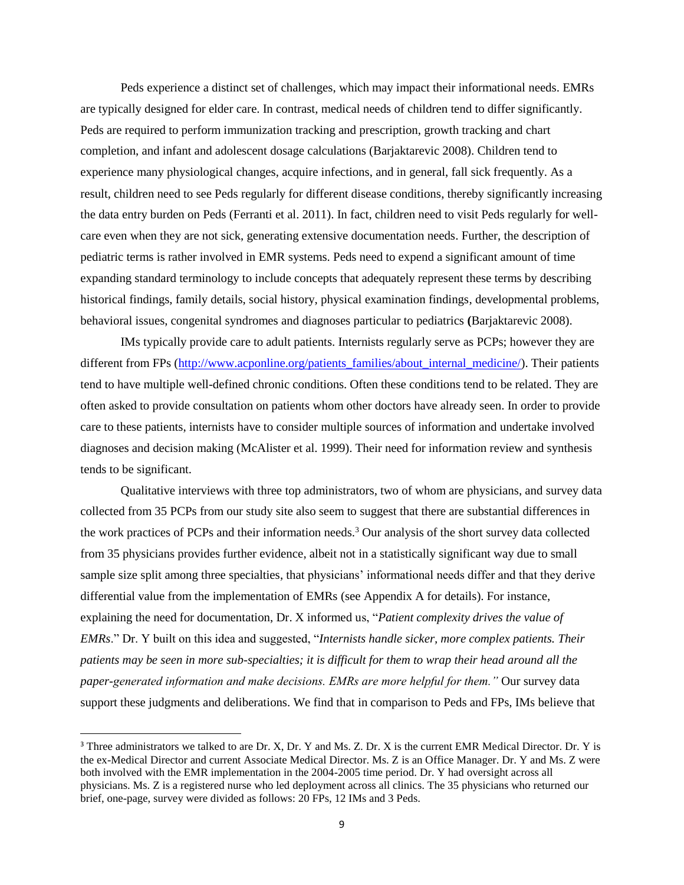Peds experience a distinct set of challenges, which may impact their informational needs. EMRs are typically designed for elder care. In contrast, medical needs of children tend to differ significantly. Peds are required to perform immunization tracking and prescription, growth tracking and chart completion, and infant and adolescent dosage calculations (Barjaktarevic 2008). Children tend to experience many physiological changes, acquire infections, and in general, fall sick frequently. As a result, children need to see Peds regularly for different disease conditions, thereby significantly increasing the data entry burden on Peds (Ferranti et al. 2011). In fact, children need to visit Peds regularly for well-care even when they are not sick, generating extensive documentation needs. Further, the description of pediatric terms is rather involved in EMR systems. Peds need to expend a significant amount of time expanding standard terminology to include concepts that adequately represent these terms by describing historical findings, family details, social history, physical examination findings, developmental problems, behavioral issues, congenital syndromes and diagnoses particular to pediatrics **(**Barjaktarevic 2008).

IMs typically provide care to adult patients. Internists regularly serve as PCPs; however they are different from FPs (http://www.acponline.org/patients_families/about_internal_medicine/). Their patients tend to have multiple well-defined chronic conditions. Often these conditions tend to be related. They are often asked to provide consultation on patients whom other doctors have already seen. In order to provide care to these patients, internists have to consider multiple sources of information and undertake involved diagnoses and decision making (McAlister et al. 1999). Their need for information review and synthesis tends to be significant.

Qualitative interviews with three top administrators, two of whom are physicians, and survey data collected from 35 PCPs from our study site also seem to suggest that there are substantial differences in the work practices of PCPs and their information needs.[3] Our analysis of the short survey data collected from 35 physicians provides further evidence, albeit not in a statistically significant way due to small sample size split among three specialties, that physicians' informational needs differ and that they derive differential value from the implementation of EMRs (see Appendix A for details). For instance, explaining the need for documentation, Dr. X informed us, "*Patient complexity drives the value of EMRs*." Dr. Y built on this idea and suggested, "*Internists handle sicker, more complex patients. Their patients may be seen in more sub-specialties; it is difficult for them to wrap their head around all the paper-generated information and make decisions. EMRs are more helpful for them."* Our survey data support these judgments and deliberations. We find that in comparison to Peds and FPs, IMs believe that

[3] Three administrators we talked to are Dr. X, Dr. Y and Ms. Z. Dr. X is the current EMR Medical Director. Dr. Y is the ex-Medical Director and current Associate Medical Director. Ms. Z is an Office Manager. Dr. Y and Ms. Z were both involved with the EMR implementation in the 2004-2005 time period. Dr. Y had oversight across all physicians. Ms. Z is a registered nurse who led deployment across all clinics. The 35 physicians who returned our brief, one-page, survey were divided as follows: 20 FPs, 12 IMs and 3 Peds.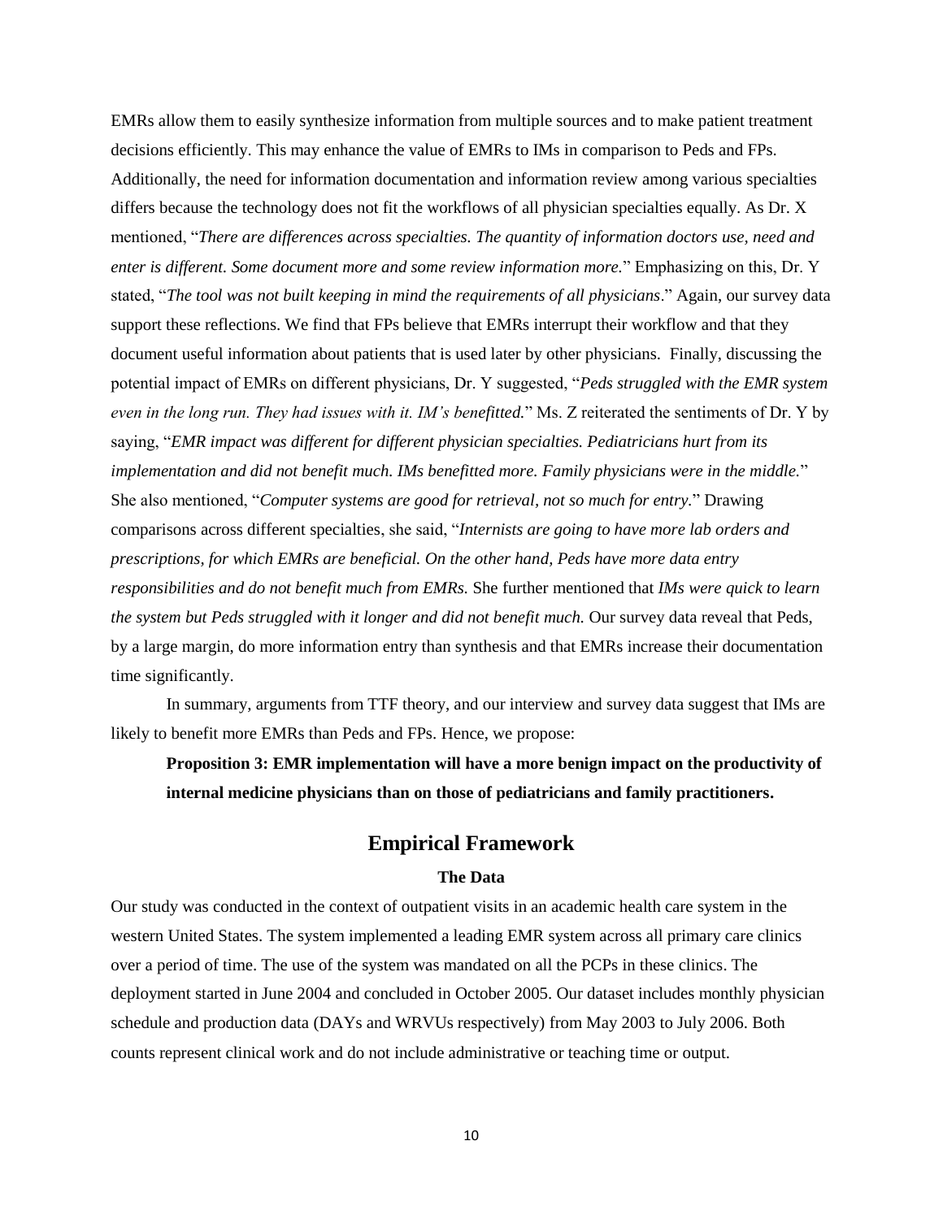EMRs allow them to easily synthesize information from multiple sources and to make patient treatment decisions efficiently. This may enhance the value of EMRs to IMs in comparison to Peds and FPs. Additionally, the need for information documentation and information review among various specialties differs because the technology does not fit the workflows of all physician specialties equally. As Dr. X mentioned, "*There are differences across specialties. The quantity of information doctors use, need and enter is different. Some document more and some review information more.*" Emphasizing on this, Dr. Y stated, "*The tool was not built keeping in mind the requirements of all physicians*." Again, our survey data support these reflections. We find that FPs believe that EMRs interrupt their workflow and that they document useful information about patients that is used later by other physicians. Finally, discussing the potential impact of EMRs on different physicians, Dr. Y suggested, "*Peds struggled with the EMR system even in the long run. They had issues with it. IM's benefitted.*" Ms. Z reiterated the sentiments of Dr. Y by saying, "*EMR impact was different for different physician specialties. Pediatricians hurt from its implementation and did not benefit much. IMs benefitted more. Family physicians were in the middle.*" She also mentioned, "*Computer systems are good for retrieval, not so much for entry.*" Drawing comparisons across different specialties, she said, "*Internists are going to have more lab orders and prescriptions, for which EMRs are beneficial. On the other hand, Peds have more data entry responsibilities and do not benefit much from EMRs.* She further mentioned that *IMs were quick to learn the system but Peds struggled with it longer and did not benefit much.* Our survey data reveal that Peds, by a large margin, do more information entry than synthesis and that EMRs increase their documentation time significantly.

In summary, arguments from TTF theory, and our interview and survey data suggest that IMs are likely to benefit more EMRs than Peds and FPs. Hence, we propose:

**Proposition 3: EMR implementation will have a more benign impact on the productivity of internal medicine physicians than on those of pediatricians and family practitioners.**

## Empirical Framework

### The Data

Our study was conducted in the context of outpatient visits in an academic health care system in the western United States. The system implemented a leading EMR system across all primary care clinics over a period of time. The use of the system was mandated on all the PCPs in these clinics. The deployment started in June 2004 and concluded in October 2005. Our dataset includes monthly physician schedule and production data (DAYs and WRVUs respectively) from May 2003 to July 2006. Both counts represent clinical work and do not include administrative or teaching time or output.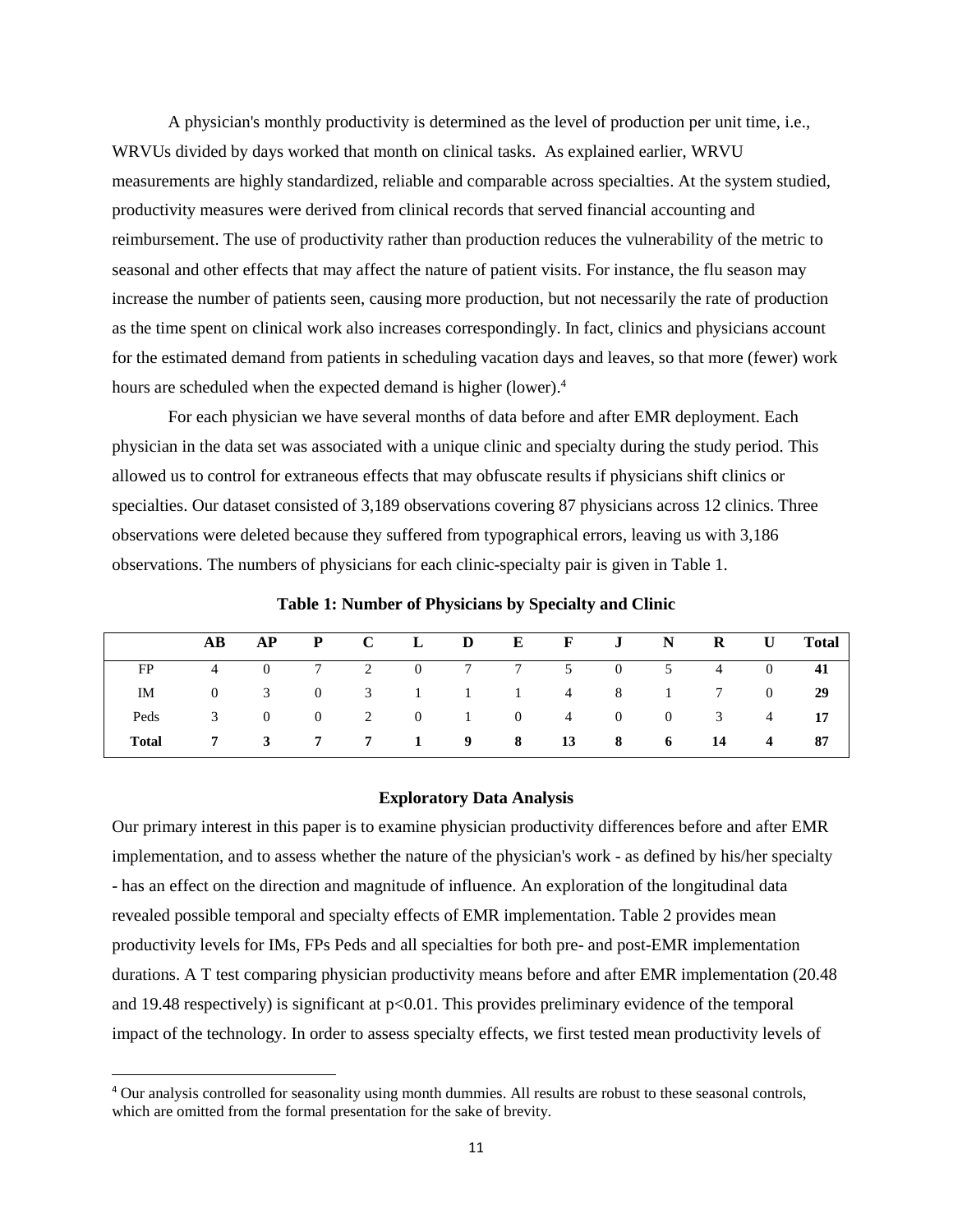A physician's monthly productivity is determined as the level of production per unit time, i.e., WRVUs divided by days worked that month on clinical tasks. As explained earlier, WRVU measurements are highly standardized, reliable and comparable across specialties. At the system studied, productivity measures were derived from clinical records that served financial accounting and reimbursement. The use of productivity rather than production reduces the vulnerability of the metric to seasonal and other effects that may affect the nature of patient visits. For instance, the flu season may increase the number of patients seen, causing more production, but not necessarily the rate of production as the time spent on clinical work also increases correspondingly. In fact, clinics and physicians account for the estimated demand from patients in scheduling vacation days and leaves, so that more (fewer) work hours are scheduled when the expected demand is higher (lower).[4]

For each physician we have several months of data before and after EMR deployment. Each physician in the data set was associated with a unique clinic and specialty during the study period. This allowed us to control for extraneous effects that may obfuscate results if physicians shift clinics or specialties. Our dataset consisted of 3,189 observations covering 87 physicians across 12 clinics. Three observations were deleted because they suffered from typographical errors, leaving us with 3,186 observations. The numbers of physicians for each clinic-specialty pair is given in Table 1.

**Table 1: Number of Physicians by Specialty and Clinic**

| | AB | AP | P | C | L | D | E | F | J | N | R | U | Total |
|---|---|---|---|---|---|---|---|---|---|---|---|---|---|
| FP | 4 | 0 | 7 | 2 | 0 | 7 | 7 | 5 | 0 | 5 | 4 | 0 | **41** |
| IM | 0 | 3 | 0 | 3 | 1 | 1 | 1 | 4 | 8 | 1 | 7 | 0 | **29** |
| Peds | 3 | 0 | 0 | 2 | 0 | 1 | 0 | 4 | 0 | 0 | 3 | 4 | **17** |
| **Total** | **7** | **3** | **7** | **7** | **1** | **9** | **8** | **13** | **8** | **6** | **14** | **4** | **87** |

### Exploratory Data Analysis

Our primary interest in this paper is to examine physician productivity differences before and after EMR implementation, and to assess whether the nature of the physician's work - as defined by his/her specialty - has an effect on the direction and magnitude of influence. An exploration of the longitudinal data revealed possible temporal and specialty effects of EMR implementation. Table 2 provides mean productivity levels for IMs, FPs Peds and all specialties for both pre- and post-EMR implementation durations. A T test comparing physician productivity means before and after EMR implementation (20.48 and 19.48 respectively) is significant at $p<0.01$. This provides preliminary evidence of the temporal impact of the technology. In order to assess specialty effects, we first tested mean productivity levels of

[4] Our analysis controlled for seasonality using month dummies. All results are robust to these seasonal controls, which are omitted from the formal presentation for the sake of brevity.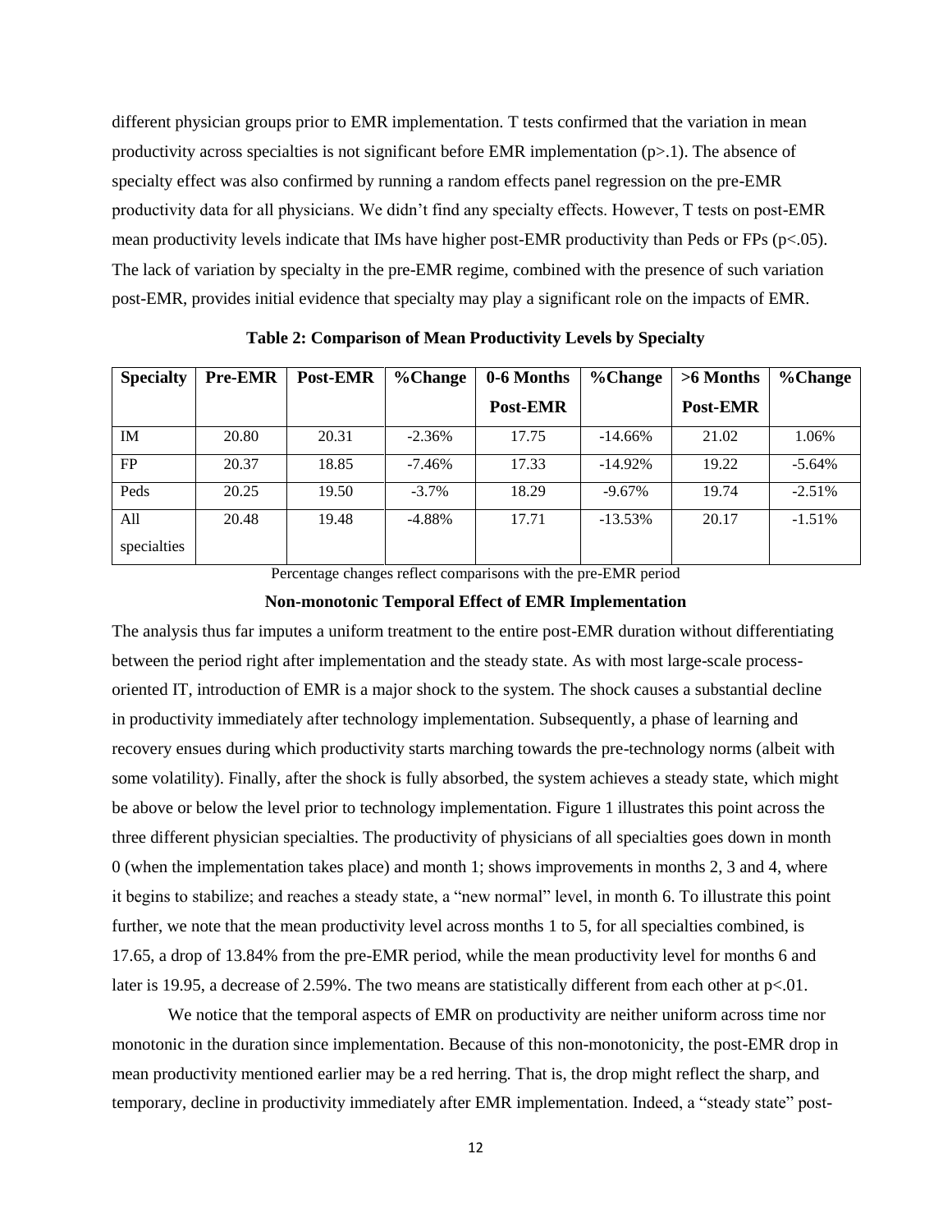different physician groups prior to EMR implementation. T tests confirmed that the variation in mean productivity across specialties is not significant before EMR implementation ($p>.1$). The absence of specialty effect was also confirmed by running a random effects panel regression on the pre-EMR productivity data for all physicians. We didn't find any specialty effects. However, T tests on post-EMR mean productivity levels indicate that IMs have higher post-EMR productivity than Peds or FPs ($p<.05$). The lack of variation by specialty in the pre-EMR regime, combined with the presence of such variation post-EMR, provides initial evidence that specialty may play a significant role on the impacts of EMR.

**Table 2: Comparison of Mean Productivity Levels by Specialty**

| Specialty | Pre-EMR | Post-EMR | %Change | 0-6 Months Post-EMR | %Change | >6 Months Post-EMR | %Change |
|---|---|---|---|---|---|---|---|
| IM | 20.80 | 20.31 | -2.36% | 17.75 | -14.66% | 21.02 | 1.06% |
| FP | 20.37 | 18.85 | -7.46% | 17.33 | -14.92% | 19.22 | -5.64% |
| Peds | 20.25 | 19.50 | -3.7% | 18.29 | -9.67% | 19.74 | -2.51% |
| All specialties | 20.48 | 19.48 | -4.88% | 17.71 | -13.53% | 20.17 | -1.51% |

Percentage changes reflect comparisons with the pre-EMR period

### Non-monotonic Temporal Effect of EMR Implementation

The analysis thus far imputes a uniform treatment to the entire post-EMR duration without differentiating between the period right after implementation and the steady state. As with most large-scale process-oriented IT, introduction of EMR is a major shock to the system. The shock causes a substantial decline in productivity immediately after technology implementation. Subsequently, a phase of learning and recovery ensues during which productivity starts marching towards the pre-technology norms (albeit with some volatility). Finally, after the shock is fully absorbed, the system achieves a steady state, which might be above or below the level prior to technology implementation. Figure 1 illustrates this point across the three different physician specialties. The productivity of physicians of all specialties goes down in month 0 (when the implementation takes place) and month 1; shows improvements in months 2, 3 and 4, where it begins to stabilize; and reaches a steady state, a "new normal" level, in month 6. To illustrate this point further, we note that the mean productivity level across months 1 to 5, for all specialties combined, is 17.65, a drop of 13.84% from the pre-EMR period, while the mean productivity level for months 6 and later is 19.95, a decrease of 2.59%. The two means are statistically different from each other at $p<.01$.

We notice that the temporal aspects of EMR on productivity are neither uniform across time nor monotonic in the duration since implementation. Because of this non-monotonicity, the post-EMR drop in mean productivity mentioned earlier may be a red herring. That is, the drop might reflect the sharp, and temporary, decline in productivity immediately after EMR implementation. Indeed, a "steady state" post-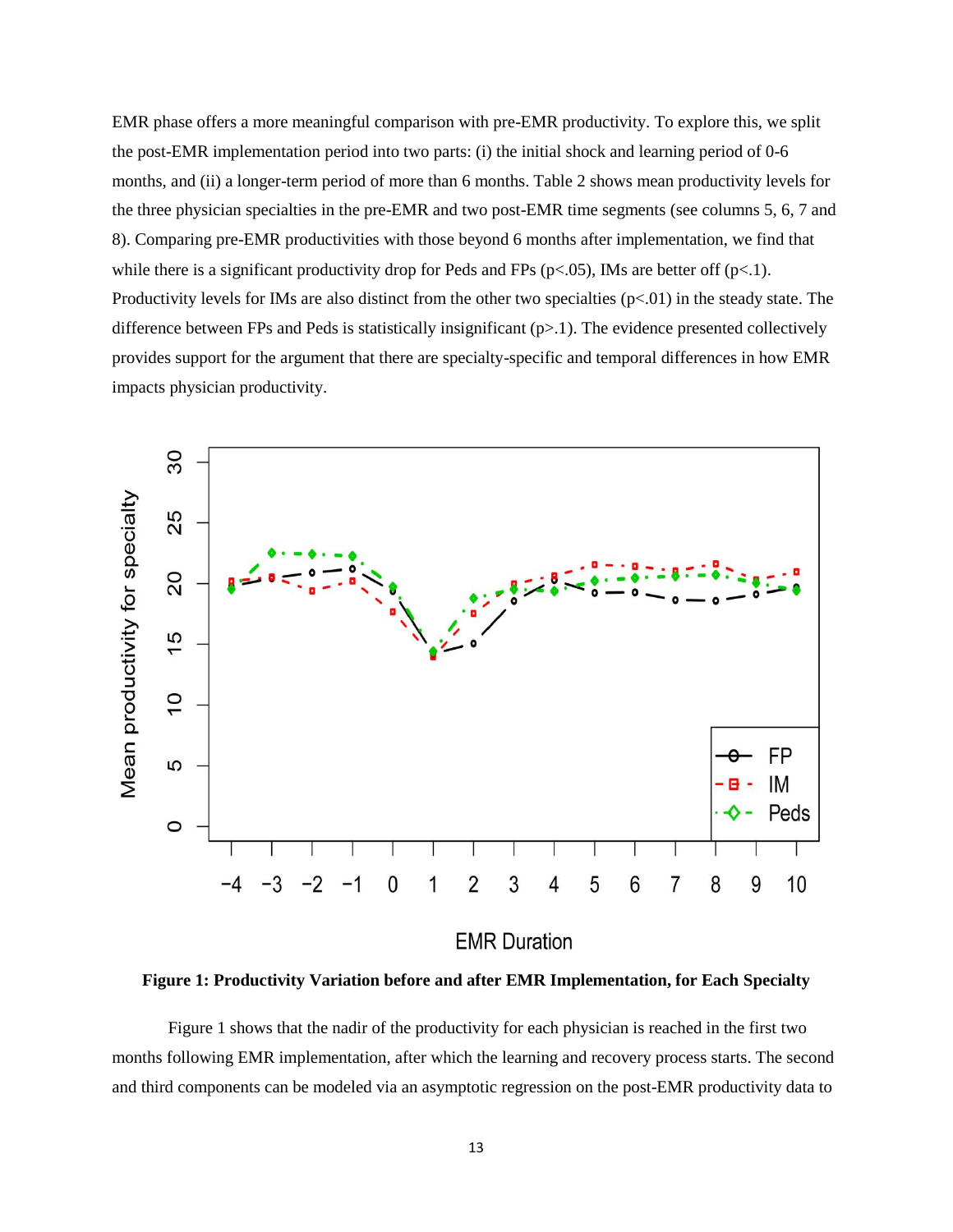EMR phase offers a more meaningful comparison with pre-EMR productivity. To explore this, we split the post-EMR implementation period into two parts: (i) the initial shock and learning period of 0-6 months, and (ii) a longer-term period of more than 6 months. Table 2 shows mean productivity levels for the three physician specialties in the pre-EMR and two post-EMR time segments (see columns 5, 6, 7 and 8). Comparing pre-EMR productivities with those beyond 6 months after implementation, we find that while there is a significant productivity drop for Peds and FPs ($p<.05$), IMs are better off ($p<.1$). Productivity levels for IMs are also distinct from the other two specialties ($p<.01$) in the steady state. The difference between FPs and Peds is statistically insignificant ($p>.1$). The evidence presented collectively provides support for the argument that there are specialty-specific and temporal differences in how EMR impacts physician productivity.

**Figure 1: Productivity Variation before and after EMR Implementation, for Each Specialty**

Figure 1 shows that the nadir of the productivity for each physician is reached in the first two months following EMR implementation, after which the learning and recovery process starts. The second and third components can be modeled via an asymptotic regression on the post-EMR productivity data to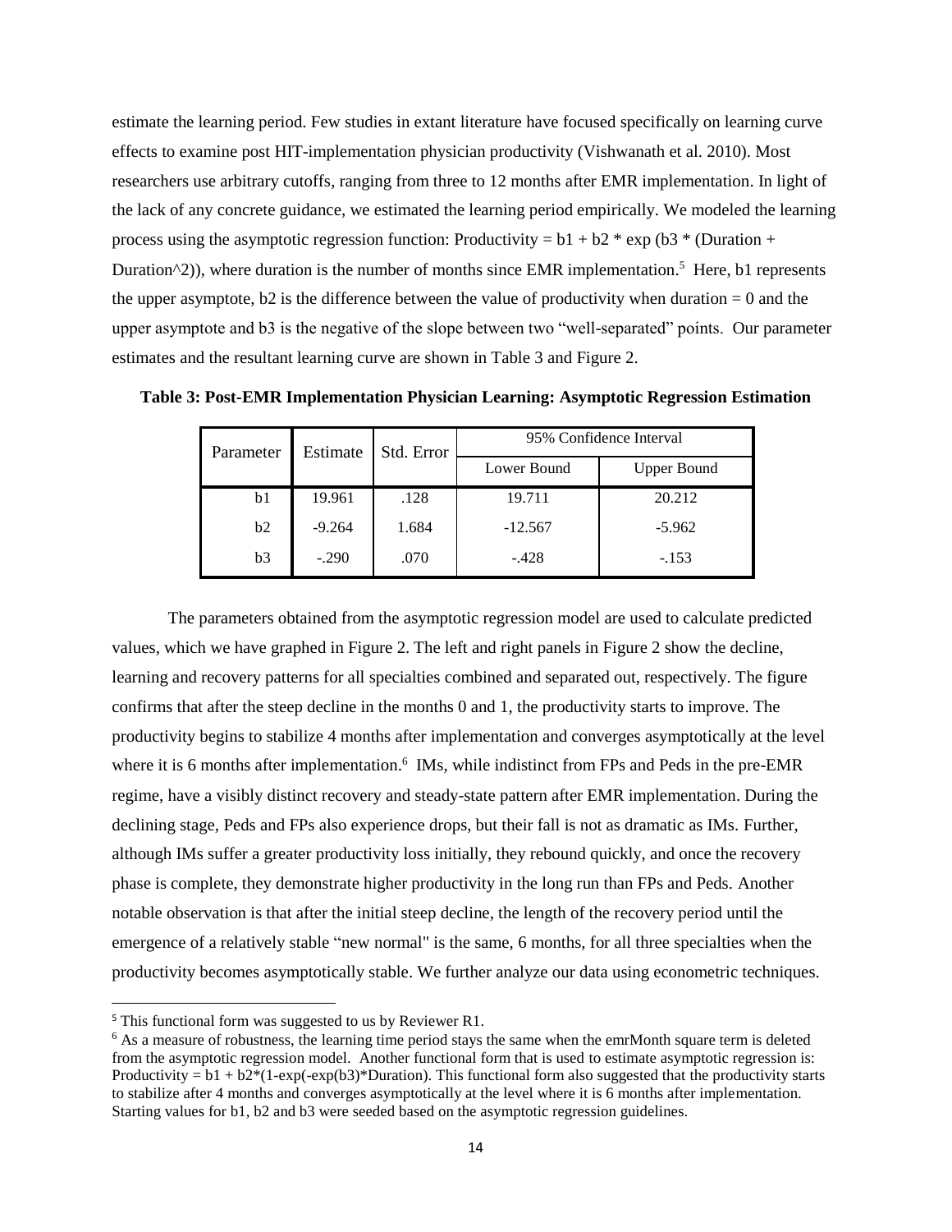estimate the learning period. Few studies in extant literature have focused specifically on learning curve effects to examine post HIT-implementation physician productivity (Vishwanath et al. 2010). Most researchers use arbitrary cutoffs, ranging from three to 12 months after EMR implementation. In light of the lack of any concrete guidance, we estimated the learning period empirically. We modeled the learning process using the asymptotic regression function: Productivity = b1 + b2 * exp (b3 * (Duration + Duration^2)), where duration is the number of months since EMR implementation.[5] Here, b1 represents the upper asymptote, b2 is the difference between the value of productivity when duration = 0 and the upper asymptote and b3 is the negative of the slope between two "well-separated" points. Our parameter estimates and the resultant learning curve are shown in Table 3 and Figure 2.

**Table 3: Post-EMR Implementation Physician Learning: Asymptotic Regression Estimation**

| Parameter | Estimate | Std. Error | 95% Confidence Interval | |
|---|---|---|---|---|
| | | | Lower Bound | Upper Bound |
| b1 | 19.961 | .128 | 19.711 | 20.212 |
| b2 | -9.264 | 1.684 | -12.567 | -5.962 |
| b3 | -.290 | .070 | -.428 | -.153 |

The parameters obtained from the asymptotic regression model are used to calculate predicted values, which we have graphed in Figure 2. The left and right panels in Figure 2 show the decline, learning and recovery patterns for all specialties combined and separated out, respectively. The figure confirms that after the steep decline in the months 0 and 1, the productivity starts to improve. The productivity begins to stabilize 4 months after implementation and converges asymptotically at the level where it is 6 months after implementation.[6] IMs, while indistinct from FPs and Peds in the pre-EMR regime, have a visibly distinct recovery and steady-state pattern after EMR implementation. During the declining stage, Peds and FPs also experience drops, but their fall is not as dramatic as IMs. Further, although IMs suffer a greater productivity loss initially, they rebound quickly, and once the recovery phase is complete, they demonstrate higher productivity in the long run than FPs and Peds. Another notable observation is that after the initial steep decline, the length of the recovery period until the emergence of a relatively stable "new normal" is the same, 6 months, for all three specialties when the productivity becomes asymptotically stable. We further analyze our data using econometric techniques.

---

[5] This functional form was suggested to us by Reviewer R1.

[6] As a measure of robustness, the learning time period stays the same when the emrMonth square term is deleted from the asymptotic regression model. Another functional form that is used to estimate asymptotic regression is: Productivity = b1 + b2*(1-exp(-exp(b3)*Duration). This functional form also suggested that the productivity starts to stabilize after 4 months and converges asymptotically at the level where it is 6 months after implementation. Starting values for b1, b2 and b3 were seeded based on the asymptotic regression guidelines.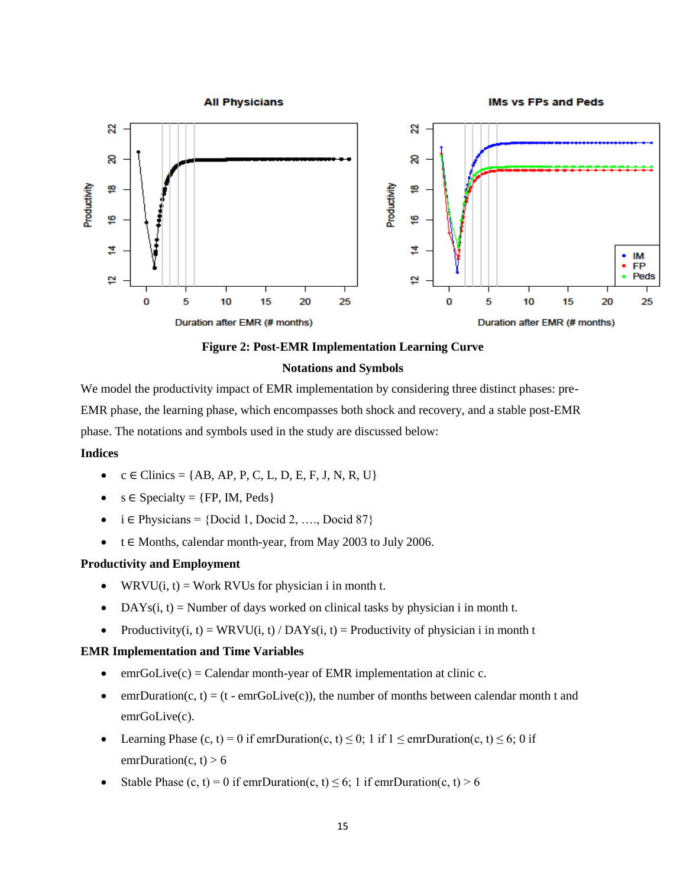**Figure 2: Post-EMR Implementation Learning Curve**

**Notations and Symbols**

We model the productivity impact of EMR implementation by considering three distinct phases: pre-EMR phase, the learning phase, which encompasses both shock and recovery, and a stable post-EMR phase. The notations and symbols used in the study are discussed below:

**Indices**

- $c \in$ Clinics = {AB, AP, P, C, L, D, E, F, J, N, R, U}
- $s \in$ Specialty = {FP, IM, Peds}
- $i \in$ Physicians = {Docid 1, Docid 2, …., Docid 87}
- $t \in$ Months, calendar month-year, from May 2003 to July 2006.

**Productivity and Employment**

- WRVU(i, t) = Work RVUs for physician i in month t.
- DAYs(i, t) = Number of days worked on clinical tasks by physician i in month t.
- Productivity(i, t) = WRVU(i, t) / DAYs(i, t) = Productivity of physician i in month t

**EMR Implementation and Time Variables**

- emrGoLive(c) = Calendar month-year of EMR implementation at clinic c.
- emrDuration(c, t) = (t - emrGoLive(c)), the number of months between calendar month t and emrGoLive(c).
- Learning Phase (c, t) = 0 if emrDuration(c, t) $\leq 0$; 1 if $1 \leq$ emrDuration(c, t) $\leq 6$; 0 if emrDuration(c, t) $> 6$
- Stable Phase (c, t) = 0 if emrDuration(c, t) $\leq 6$; 1 if emrDuration(c, t) $> 6$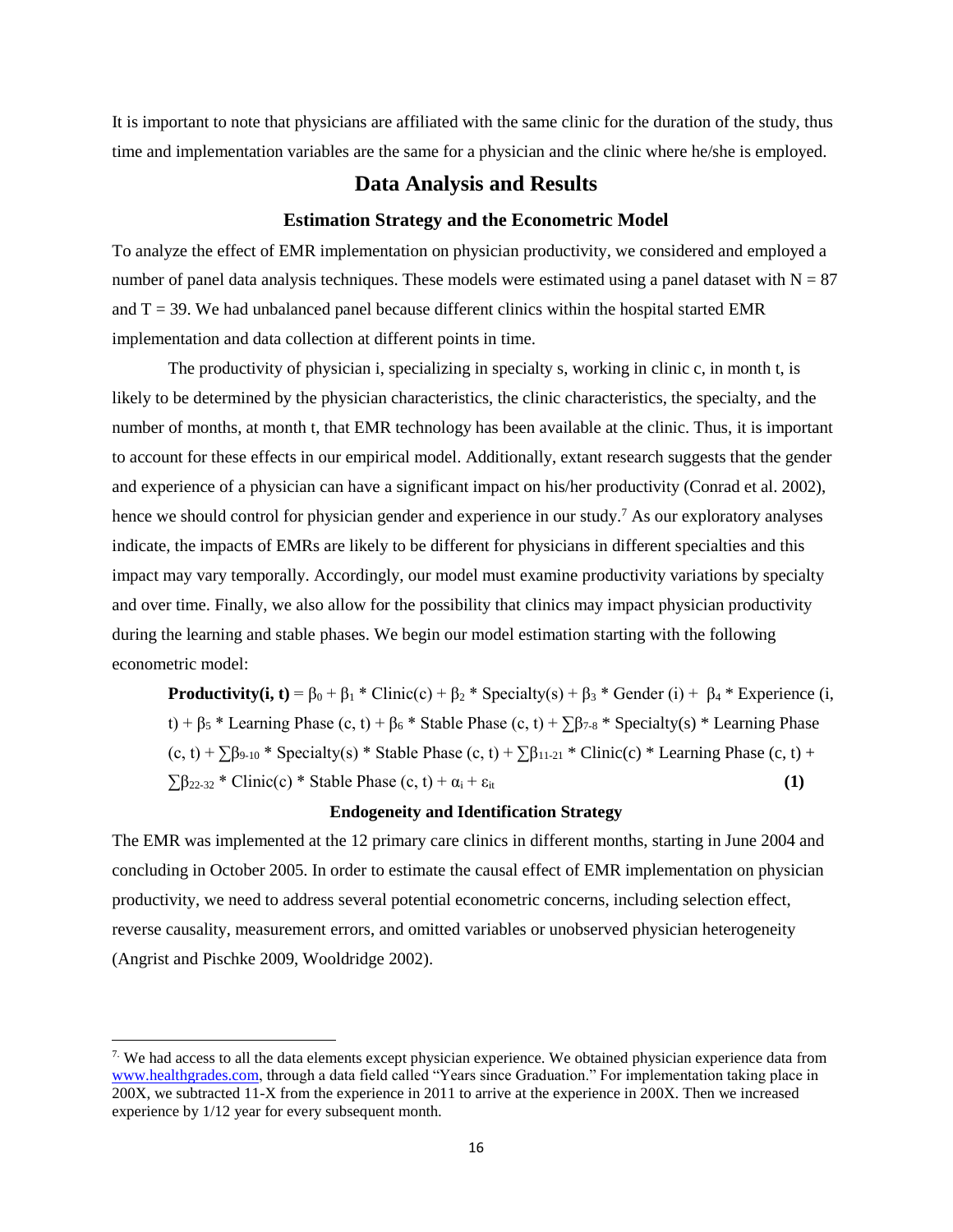It is important to note that physicians are affiliated with the same clinic for the duration of the study, thus time and implementation variables are the same for a physician and the clinic where he/she is employed.

## Data Analysis and Results

### Estimation Strategy and the Econometric Model

To analyze the effect of EMR implementation on physician productivity, we considered and employed a number of panel data analysis techniques. These models were estimated using a panel dataset with $N = 87$ and $T = 39$. We had unbalanced panel because different clinics within the hospital started EMR implementation and data collection at different points in time.

The productivity of physician i, specializing in specialty s, working in clinic c, in month t, is likely to be determined by the physician characteristics, the clinic characteristics, the specialty, and the number of months, at month t, that EMR technology has been available at the clinic. Thus, it is important to account for these effects in our empirical model. Additionally, extant research suggests that the gender and experience of a physician can have a significant impact on his/her productivity (Conrad et al. 2002), hence we should control for physician gender and experience in our study.[7] As our exploratory analyses indicate, the impacts of EMRs are likely to be different for physicians in different specialties and this impact may vary temporally. Accordingly, our model must examine productivity variations by specialty and over time. Finally, we also allow for the possibility that clinics may impact physician productivity during the learning and stable phases. We begin our model estimation starting with the following econometric model:

$$\textbf{Productivity(i, t)} = \beta_0 + \beta_1 * \text{Clinic(c)} + \beta_2 * \text{Specialty(s)} + \beta_3 * \text{Gender (i)} + \beta_4 * \text{Experience (i, t)} + \beta_5 * \text{Learning Phase (c, t)} + \beta_6 * \text{Stable Phase (c, t)} + \sum\beta_{7\text{-}8} * \text{Specialty(s)} * \text{Learning Phase (c, t)} + \sum\beta_{9\text{-}10} * \text{Specialty(s)} * \text{Stable Phase (c, t)} + \sum\beta_{11\text{-}21} * \text{Clinic(c)} * \text{Learning Phase (c, t)} + \sum\beta_{22\text{-}32} * \text{Clinic(c)} * \text{Stable Phase (c, t)} + \alpha_i + \varepsilon_{it} \quad \textbf{(1)}$$

### Endogeneity and Identification Strategy

The EMR was implemented at the 12 primary care clinics in different months, starting in June 2004 and concluding in October 2005. In order to estimate the causal effect of EMR implementation on physician productivity, we need to address several potential econometric concerns, including selection effect, reverse causality, measurement errors, and omitted variables or unobserved physician heterogeneity (Angrist and Pischke 2009, Wooldridge 2002).

---

[7] We had access to all the data elements except physician experience. We obtained physician experience data from www.healthgrades.com, through a data field called "Years since Graduation." For implementation taking place in 200X, we subtracted 11-X from the experience in 2011 to arrive at the experience in 200X. Then we increased experience by 1/12 year for every subsequent month.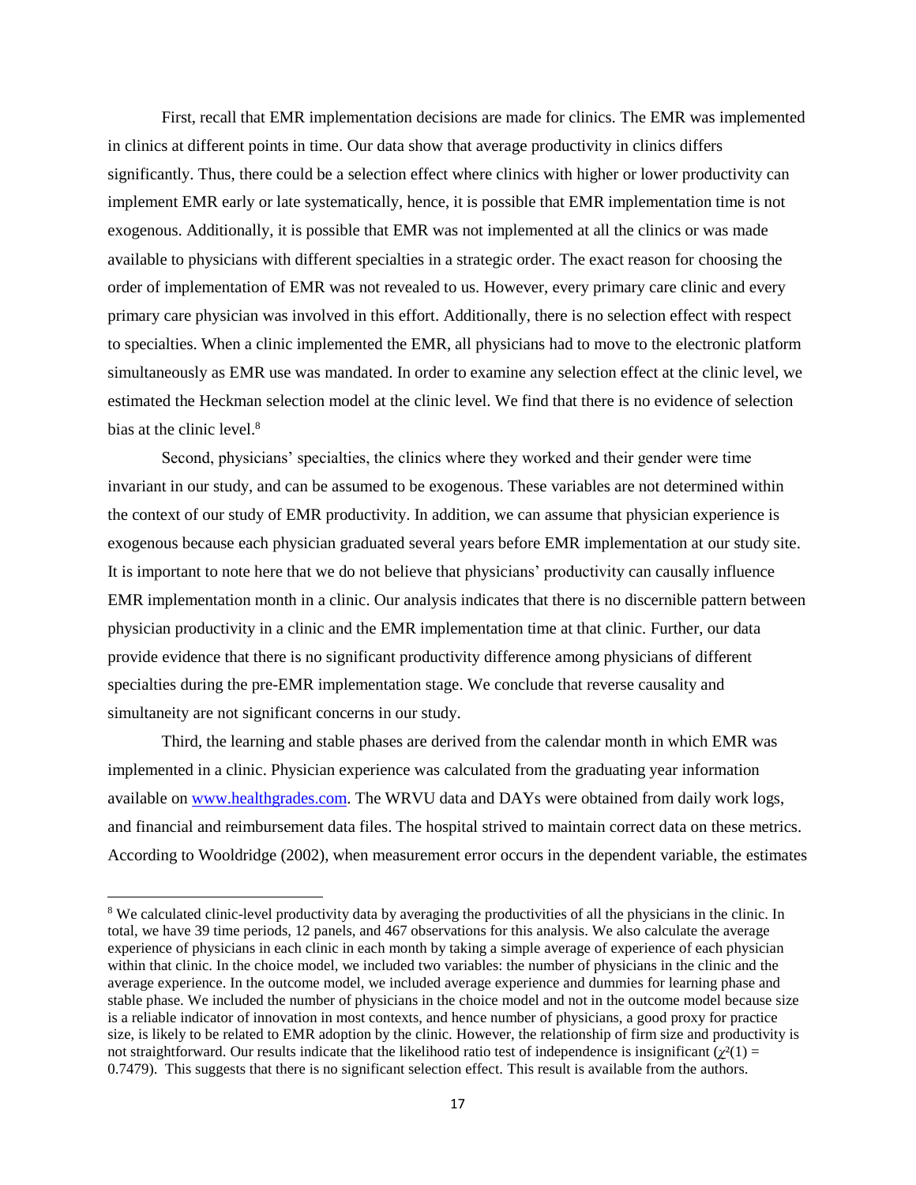First, recall that EMR implementation decisions are made for clinics. The EMR was implemented in clinics at different points in time. Our data show that average productivity in clinics differs significantly. Thus, there could be a selection effect where clinics with higher or lower productivity can implement EMR early or late systematically, hence, it is possible that EMR implementation time is not exogenous. Additionally, it is possible that EMR was not implemented at all the clinics or was made available to physicians with different specialties in a strategic order. The exact reason for choosing the order of implementation of EMR was not revealed to us. However, every primary care clinic and every primary care physician was involved in this effort. Additionally, there is no selection effect with respect to specialties. When a clinic implemented the EMR, all physicians had to move to the electronic platform simultaneously as EMR use was mandated. In order to examine any selection effect at the clinic level, we estimated the Heckman selection model at the clinic level. We find that there is no evidence of selection bias at the clinic level.[8]

Second, physicians' specialties, the clinics where they worked and their gender were time invariant in our study, and can be assumed to be exogenous. These variables are not determined within the context of our study of EMR productivity. In addition, we can assume that physician experience is exogenous because each physician graduated several years before EMR implementation at our study site. It is important to note here that we do not believe that physicians' productivity can causally influence EMR implementation month in a clinic. Our analysis indicates that there is no discernible pattern between physician productivity in a clinic and the EMR implementation time at that clinic. Further, our data provide evidence that there is no significant productivity difference among physicians of different specialties during the pre-EMR implementation stage. We conclude that reverse causality and simultaneity are not significant concerns in our study.

Third, the learning and stable phases are derived from the calendar month in which EMR was implemented in a clinic. Physician experience was calculated from the graduating year information available on www.healthgrades.com. The WRVU data and DAYs were obtained from daily work logs, and financial and reimbursement data files. The hospital strived to maintain correct data on these metrics. According to Wooldridge (2002), when measurement error occurs in the dependent variable, the estimates

[8] We calculated clinic-level productivity data by averaging the productivities of all the physicians in the clinic. In total, we have 39 time periods, 12 panels, and 467 observations for this analysis. We also calculate the average experience of physicians in each clinic in each month by taking a simple average of experience of each physician within that clinic. In the choice model, we included two variables: the number of physicians in the clinic and the average experience. In the outcome model, we included average experience and dummies for learning phase and stable phase. We included the number of physicians in the choice model and not in the outcome model because size is a reliable indicator of innovation in most contexts, and hence number of physicians, a good proxy for practice size, is likely to be related to EMR adoption by the clinic. However, the relationship of firm size and productivity is not straightforward. Our results indicate that the likelihood ratio test of independence is insignificant ($\chi^2(1) = 0.7479$). This suggests that there is no significant selection effect. This result is available from the authors.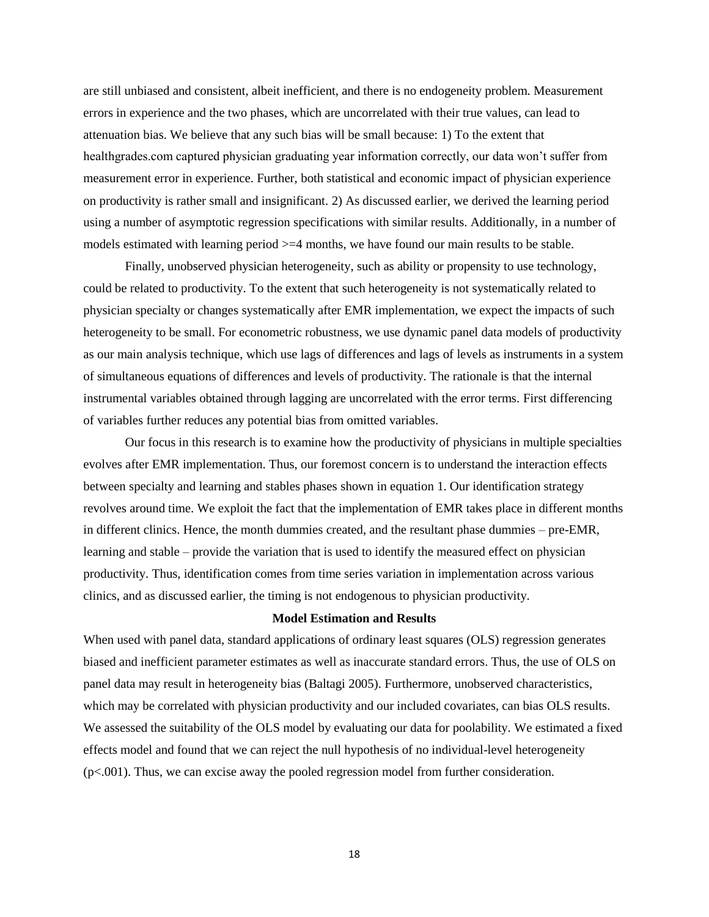are still unbiased and consistent, albeit inefficient, and there is no endogeneity problem. Measurement errors in experience and the two phases, which are uncorrelated with their true values, can lead to attenuation bias. We believe that any such bias will be small because: 1) To the extent that healthgrades.com captured physician graduating year information correctly, our data won't suffer from measurement error in experience. Further, both statistical and economic impact of physician experience on productivity is rather small and insignificant. 2) As discussed earlier, we derived the learning period using a number of asymptotic regression specifications with similar results. Additionally, in a number of models estimated with learning period >=4 months, we have found our main results to be stable.

Finally, unobserved physician heterogeneity, such as ability or propensity to use technology, could be related to productivity. To the extent that such heterogeneity is not systematically related to physician specialty or changes systematically after EMR implementation, we expect the impacts of such heterogeneity to be small. For econometric robustness, we use dynamic panel data models of productivity as our main analysis technique, which use lags of differences and lags of levels as instruments in a system of simultaneous equations of differences and levels of productivity. The rationale is that the internal instrumental variables obtained through lagging are uncorrelated with the error terms. First differencing of variables further reduces any potential bias from omitted variables.

Our focus in this research is to examine how the productivity of physicians in multiple specialties evolves after EMR implementation. Thus, our foremost concern is to understand the interaction effects between specialty and learning and stables phases shown in equation 1. Our identification strategy revolves around time. We exploit the fact that the implementation of EMR takes place in different months in different clinics. Hence, the month dummies created, and the resultant phase dummies – pre-EMR, learning and stable – provide the variation that is used to identify the measured effect on physician productivity. Thus, identification comes from time series variation in implementation across various clinics, and as discussed earlier, the timing is not endogenous to physician productivity.

## Model Estimation and Results

When used with panel data, standard applications of ordinary least squares (OLS) regression generates biased and inefficient parameter estimates as well as inaccurate standard errors. Thus, the use of OLS on panel data may result in heterogeneity bias (Baltagi 2005). Furthermore, unobserved characteristics, which may be correlated with physician productivity and our included covariates, can bias OLS results. We assessed the suitability of the OLS model by evaluating our data for poolability. We estimated a fixed effects model and found that we can reject the null hypothesis of no individual-level heterogeneity ($p<.001$). Thus, we can excise away the pooled regression model from further consideration.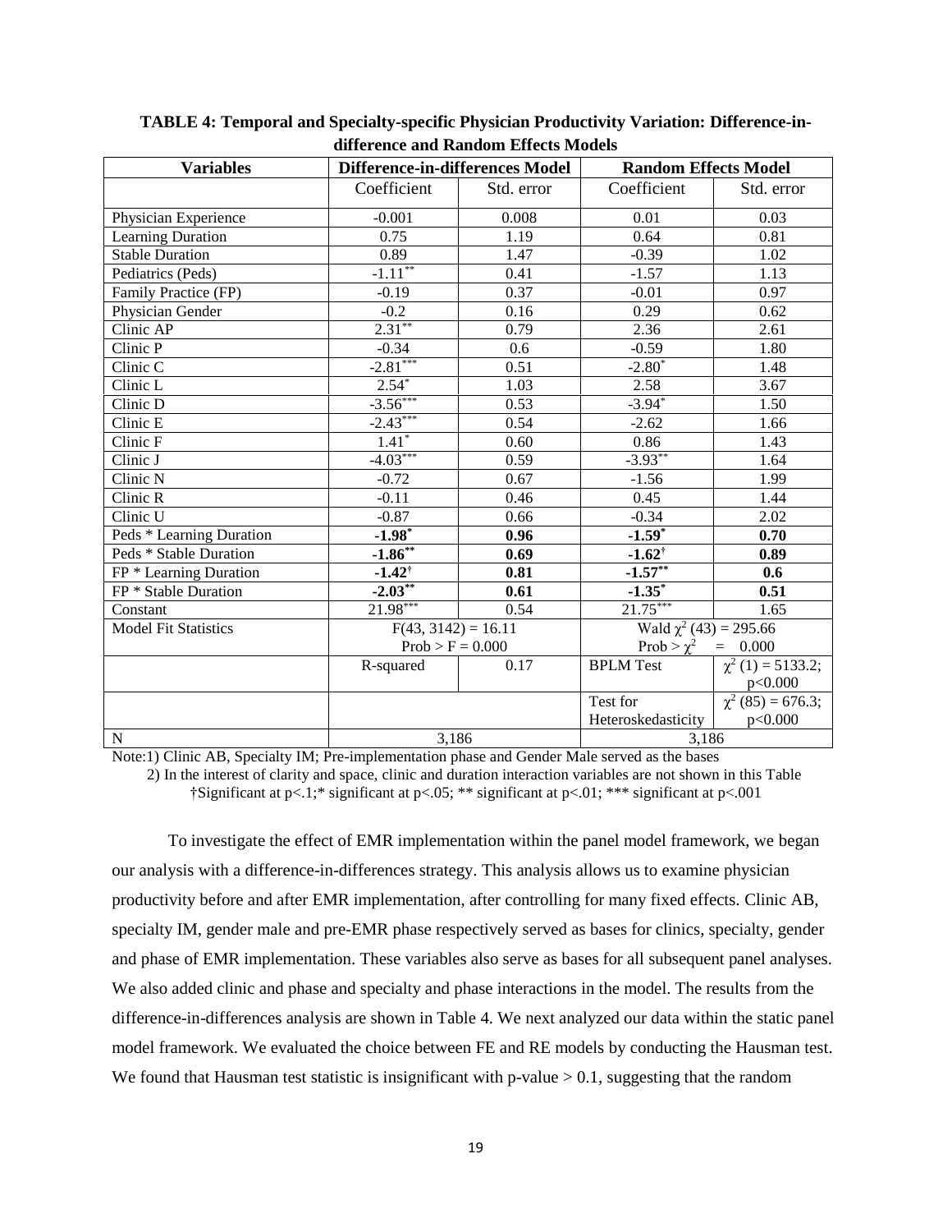**TABLE 4: Temporal and Specialty-specific Physician Productivity Variation: Difference-in-difference and Random Effects Models**

| Variables | Difference-in-differences Model | | Random Effects Model | |
|---|---|---|---|---|
| | Coefficient | Std. error | Coefficient | Std. error |
| Physician Experience | -0.001 | 0.008 | 0.01 | 0.03 |
| Learning Duration | 0.75 | 1.19 | 0.64 | 0.81 |
| Stable Duration | 0.89 | 1.47 | -0.39 | 1.02 |
| Pediatrics (Peds) | $-1.11^{**}$ | 0.41 | -1.57 | 1.13 |
| Family Practice (FP) | -0.19 | 0.37 | -0.01 | 0.97 |
| Physician Gender | -0.2 | 0.16 | 0.29 | 0.62 |
| Clinic AP | $2.31^{**}$ | 0.79 | 2.36 | 2.61 |
| Clinic P | -0.34 | 0.6 | -0.59 | 1.80 |
| Clinic C | $-2.81^{***}$ | 0.51 | $-2.80^{*}$ | 1.48 |
| Clinic L | $2.54^{*}$ | 1.03 | 2.58 | 3.67 |
| Clinic D | $-3.56^{***}$ | 0.53 | $-3.94^{*}$ | 1.50 |
| Clinic E | $-2.43^{***}$ | 0.54 | -2.62 | 1.66 |
| Clinic F | $1.41^{*}$ | 0.60 | 0.86 | 1.43 |
| Clinic J | $-4.03^{***}$ | 0.59 | $-3.93^{**}$ | 1.64 |
| Clinic N | -0.72 | 0.67 | -1.56 | 1.99 |
| Clinic R | -0.11 | 0.46 | 0.45 | 1.44 |
| Clinic U | -0.87 | 0.66 | -0.34 | 2.02 |
| Peds * Learning Duration | **$-1.98^{*}$** | **0.96** | **$-1.59^{*}$** | **0.70** |
| Peds * Stable Duration | **$-1.86^{**}$** | **0.69** | **$-1.62^{\dagger}$** | **0.89** |
| FP * Learning Duration | **$-1.42^{\dagger}$** | **0.81** | **$-1.57^{**}$** | **0.6** |
| FP * Stable Duration | **$-2.03^{**}$** | **0.61** | **$-1.35^{*}$** | **0.51** |
| Constant | $21.98^{***}$ | 0.54 | $21.75^{***}$ | 1.65 |
| Model Fit Statistics | $F(43, 3142) = 16.11$ Prob > F = 0.000 | | Wald $\chi^2$ (43) = 295.66 Prob > $\chi^2$ = 0.000 | |
| | R-squared | 0.17 | BPLM Test | $\chi^2$ (1) = 5133.2; p<0.000 |
| | | | Test for Heteroskedasticity | $\chi^2$ (85) = 676.3; p<0.000 |
| N | 3,186 | | 3,186 | |

Note:1) Clinic AB, Specialty IM; Pre-implementation phase and Gender Male served as the bases
2) In the interest of clarity and space, clinic and duration interaction variables are not shown in this Table
†Significant at p<.1;* significant at p<.05; ** significant at p<.01; *** significant at p<.001

To investigate the effect of EMR implementation within the panel model framework, we began our analysis with a difference-in-differences strategy. This analysis allows us to examine physician productivity before and after EMR implementation, after controlling for many fixed effects. Clinic AB, specialty IM, gender male and pre-EMR phase respectively served as bases for clinics, specialty, gender and phase of EMR implementation. These variables also serve as bases for all subsequent panel analyses. We also added clinic and phase and specialty and phase interactions in the model. The results from the difference-in-differences analysis are shown in Table 4. We next analyzed our data within the static panel model framework. We evaluated the choice between FE and RE models by conducting the Hausman test. We found that Hausman test statistic is insignificant with p-value > 0.1, suggesting that the random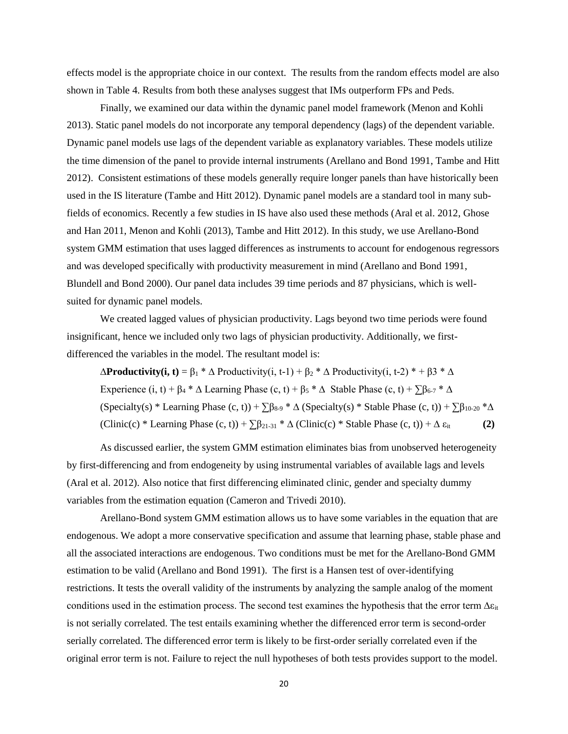effects model is the appropriate choice in our context. The results from the random effects model are also shown in Table 4. Results from both these analyses suggest that IMs outperform FPs and Peds.

Finally, we examined our data within the dynamic panel model framework (Menon and Kohli 2013). Static panel models do not incorporate any temporal dependency (lags) of the dependent variable. Dynamic panel models use lags of the dependent variable as explanatory variables. These models utilize the time dimension of the panel to provide internal instruments (Arellano and Bond 1991, Tambe and Hitt 2012). Consistent estimations of these models generally require longer panels than have historically been used in the IS literature (Tambe and Hitt 2012). Dynamic panel models are a standard tool in many sub-fields of economics. Recently a few studies in IS have also used these methods (Aral et al. 2012, Ghose and Han 2011, Menon and Kohli (2013), Tambe and Hitt 2012). In this study, we use Arellano-Bond system GMM estimation that uses lagged differences as instruments to account for endogenous regressors and was developed specifically with productivity measurement in mind (Arellano and Bond 1991, Blundell and Bond 2000). Our panel data includes 39 time periods and 87 physicians, which is well-suited for dynamic panel models.

We created lagged values of physician productivity. Lags beyond two time periods were found insignificant, hence we included only two lags of physician productivity. Additionally, we first-differenced the variables in the model. The resultant model is:

$$\Delta \textbf{Productivity(i, t)} = \beta_1 * \Delta \text{ Productivity(i, t-1)} + \beta_2 * \Delta \text{ Productivity(i, t-2)} * + \beta 3 * \Delta \text{ Experience (i, t)} + \beta_4 * \Delta \text{ Learning Phase (c, t)} + \beta_5 * \Delta \text{ Stable Phase (c, t)} + \sum\beta_{6\text{-}7} * \Delta \text{ (Specialty(s) * Learning Phase (c, t))} + \sum\beta_{8\text{-}9} * \Delta \text{ (Specialty(s) * Stable Phase (c, t))} + \sum\beta_{10\text{-}20} * \Delta \text{ (Clinic(c) * Learning Phase (c, t))} + \sum\beta_{21\text{-}31} * \Delta \text{ (Clinic(c) * Stable Phase (c, t))} + \Delta \varepsilon_{it} \quad \textbf{(2)}$$

As discussed earlier, the system GMM estimation eliminates bias from unobserved heterogeneity by first-differencing and from endogeneity by using instrumental variables of available lags and levels (Aral et al. 2012). Also notice that first differencing eliminated clinic, gender and specialty dummy variables from the estimation equation (Cameron and Trivedi 2010).

Arellano-Bond system GMM estimation allows us to have some variables in the equation that are endogenous. We adopt a more conservative specification and assume that learning phase, stable phase and all the associated interactions are endogenous. Two conditions must be met for the Arellano-Bond GMM estimation to be valid (Arellano and Bond 1991). The first is a Hansen test of over-identifying restrictions. It tests the overall validity of the instruments by analyzing the sample analog of the moment conditions used in the estimation process. The second test examines the hypothesis that the error term $\Delta\varepsilon_{it}$ is not serially correlated. The test entails examining whether the differenced error term is second-order serially correlated. The differenced error term is likely to be first-order serially correlated even if the original error term is not. Failure to reject the null hypotheses of both tests provides support to the model.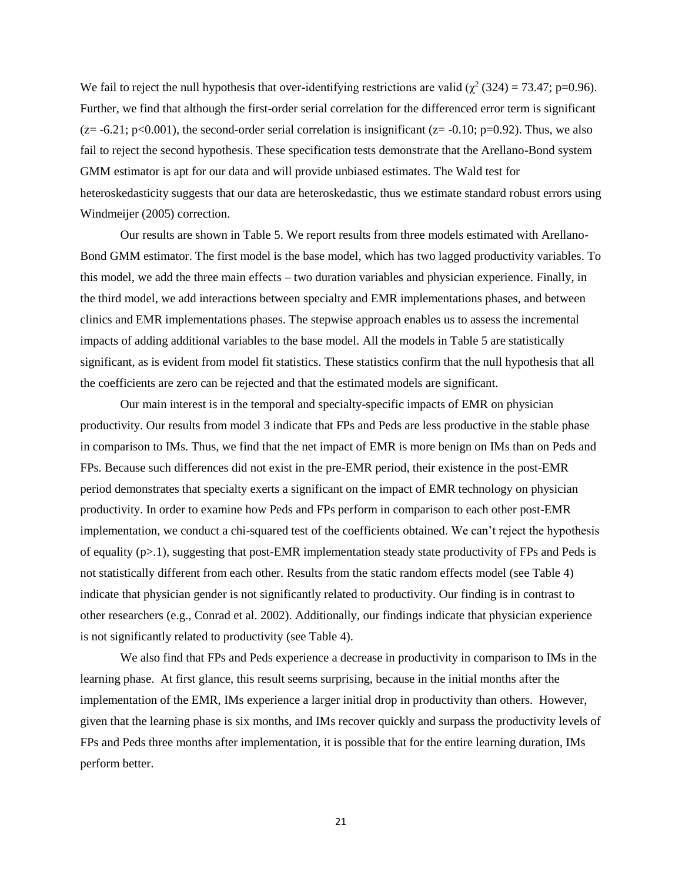We fail to reject the null hypothesis that over-identifying restrictions are valid ($\chi^2$ (324) = 73.47; p=0.96). Further, we find that although the first-order serial correlation for the differenced error term is significant (z= -6.21; p<0.001), the second-order serial correlation is insignificant (z= -0.10; p=0.92). Thus, we also fail to reject the second hypothesis. These specification tests demonstrate that the Arellano-Bond system GMM estimator is apt for our data and will provide unbiased estimates. The Wald test for heteroskedasticity suggests that our data are heteroskedastic, thus we estimate standard robust errors using Windmeijer (2005) correction.

Our results are shown in Table 5. We report results from three models estimated with Arellano-Bond GMM estimator. The first model is the base model, which has two lagged productivity variables. To this model, we add the three main effects – two duration variables and physician experience. Finally, in the third model, we add interactions between specialty and EMR implementations phases, and between clinics and EMR implementations phases. The stepwise approach enables us to assess the incremental impacts of adding additional variables to the base model. All the models in Table 5 are statistically significant, as is evident from model fit statistics. These statistics confirm that the null hypothesis that all the coefficients are zero can be rejected and that the estimated models are significant.

Our main interest is in the temporal and specialty-specific impacts of EMR on physician productivity. Our results from model 3 indicate that FPs and Peds are less productive in the stable phase in comparison to IMs. Thus, we find that the net impact of EMR is more benign on IMs than on Peds and FPs. Because such differences did not exist in the pre-EMR period, their existence in the post-EMR period demonstrates that specialty exerts a significant on the impact of EMR technology on physician productivity. In order to examine how Peds and FPs perform in comparison to each other post-EMR implementation, we conduct a chi-squared test of the coefficients obtained. We can't reject the hypothesis of equality (p>.1), suggesting that post-EMR implementation steady state productivity of FPs and Peds is not statistically different from each other. Results from the static random effects model (see Table 4) indicate that physician gender is not significantly related to productivity. Our finding is in contrast to other researchers (e.g., Conrad et al. 2002). Additionally, our findings indicate that physician experience is not significantly related to productivity (see Table 4).

We also find that FPs and Peds experience a decrease in productivity in comparison to IMs in the learning phase. At first glance, this result seems surprising, because in the initial months after the implementation of the EMR, IMs experience a larger initial drop in productivity than others. However, given that the learning phase is six months, and IMs recover quickly and surpass the productivity levels of FPs and Peds three months after implementation, it is possible that for the entire learning duration, IMs perform better.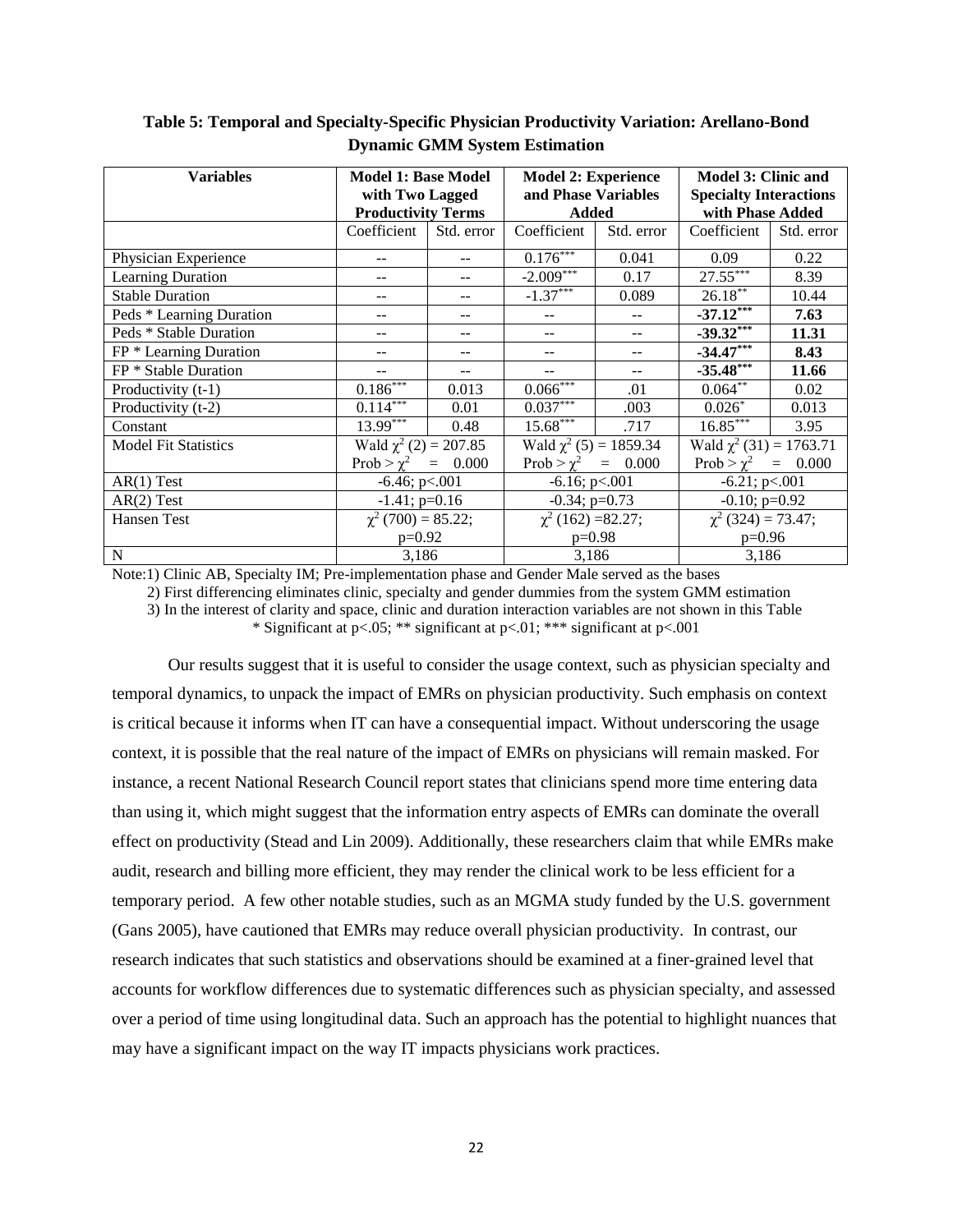**Table 5: Temporal and Specialty-Specific Physician Productivity Variation: Arellano-Bond Dynamic GMM System Estimation**

| Variables | Model 1: Base Model with Two Lagged Productivity Terms | | Model 2: Experience and Phase Variables Added | | Model 3: Clinic and Specialty Interactions with Phase Added | |
|---|---|---|---|---|---|---|
| | Coefficient | Std. error | Coefficient | Std. error | Coefficient | Std. error |
| Physician Experience | -- | -- | $0.176^{***}$ | 0.041 | 0.09 | 0.22 |
| Learning Duration | -- | -- | $-2.009^{***}$ | 0.17 | $27.55^{***}$ | 8.39 |
| Stable Duration | -- | -- | $-1.37^{***}$ | 0.089 | $26.18^{**}$ | 10.44 |
| Peds * Learning Duration | -- | -- | -- | -- | **$-37.12^{***}$** | **7.63** |
| Peds * Stable Duration | -- | -- | -- | -- | **$-39.32^{***}$** | **11.31** |
| FP * Learning Duration | -- | -- | -- | -- | **$-34.47^{***}$** | **8.43** |
| FP * Stable Duration | -- | -- | -- | -- | **$-35.48^{***}$** | **11.66** |
| Productivity (t-1) | $0.186^{***}$ | 0.013 | $0.066^{***}$ | .01 | $0.064^{**}$ | 0.02 |
| Productivity (t-2) | $0.114^{***}$ | 0.01 | $0.037^{***}$ | .003 | $0.026^{*}$ | 0.013 |
| Constant | $13.99^{***}$ | 0.48 | $15.68^{***}$ | .717 | $16.85^{***}$ | 3.95 |
| Model Fit Statistics | Wald $\chi^2$ (2) = 207.85 Prob > $\chi^2$ = 0.000 | | Wald $\chi^2$ (5) = 1859.34 Prob > $\chi^2$ = 0.000 | | Wald $\chi^2$ (31) = 1763.71 Prob > $\chi^2$ = 0.000 | |
| AR(1) Test | -6.46; p<.001 | | -6.16; p<.001 | | -6.21; p<.001 | |
| AR(2) Test | -1.41; p=0.16 | | -0.34; p=0.73 | | -0.10; p=0.92 | |
| Hansen Test | $\chi^2$ (700) = 85.22; p=0.92 | | $\chi^2$ (162) =82.27; p=0.98 | | $\chi^2$ (324) = 73.47; p=0.96 | |
| N | 3,186 | | 3,186 | | 3,186 | |

Note:1) Clinic AB, Specialty IM; Pre-implementation phase and Gender Male served as the bases

2) First differencing eliminates clinic, specialty and gender dummies from the system GMM estimation

3) In the interest of clarity and space, clinic and duration interaction variables are not shown in this Table

\* Significant at p<.05; \*\* significant at p<.01; \*\*\* significant at p<.001

Our results suggest that it is useful to consider the usage context, such as physician specialty and temporal dynamics, to unpack the impact of EMRs on physician productivity. Such emphasis on context is critical because it informs when IT can have a consequential impact. Without underscoring the usage context, it is possible that the real nature of the impact of EMRs on physicians will remain masked. For instance, a recent National Research Council report states that clinicians spend more time entering data than using it, which might suggest that the information entry aspects of EMRs can dominate the overall effect on productivity (Stead and Lin 2009). Additionally, these researchers claim that while EMRs make audit, research and billing more efficient, they may render the clinical work to be less efficient for a temporary period. A few other notable studies, such as an MGMA study funded by the U.S. government (Gans 2005), have cautioned that EMRs may reduce overall physician productivity. In contrast, our research indicates that such statistics and observations should be examined at a finer-grained level that accounts for workflow differences due to systematic differences such as physician specialty, and assessed over a period of time using longitudinal data. Such an approach has the potential to highlight nuances that may have a significant impact on the way IT impacts physicians work practices.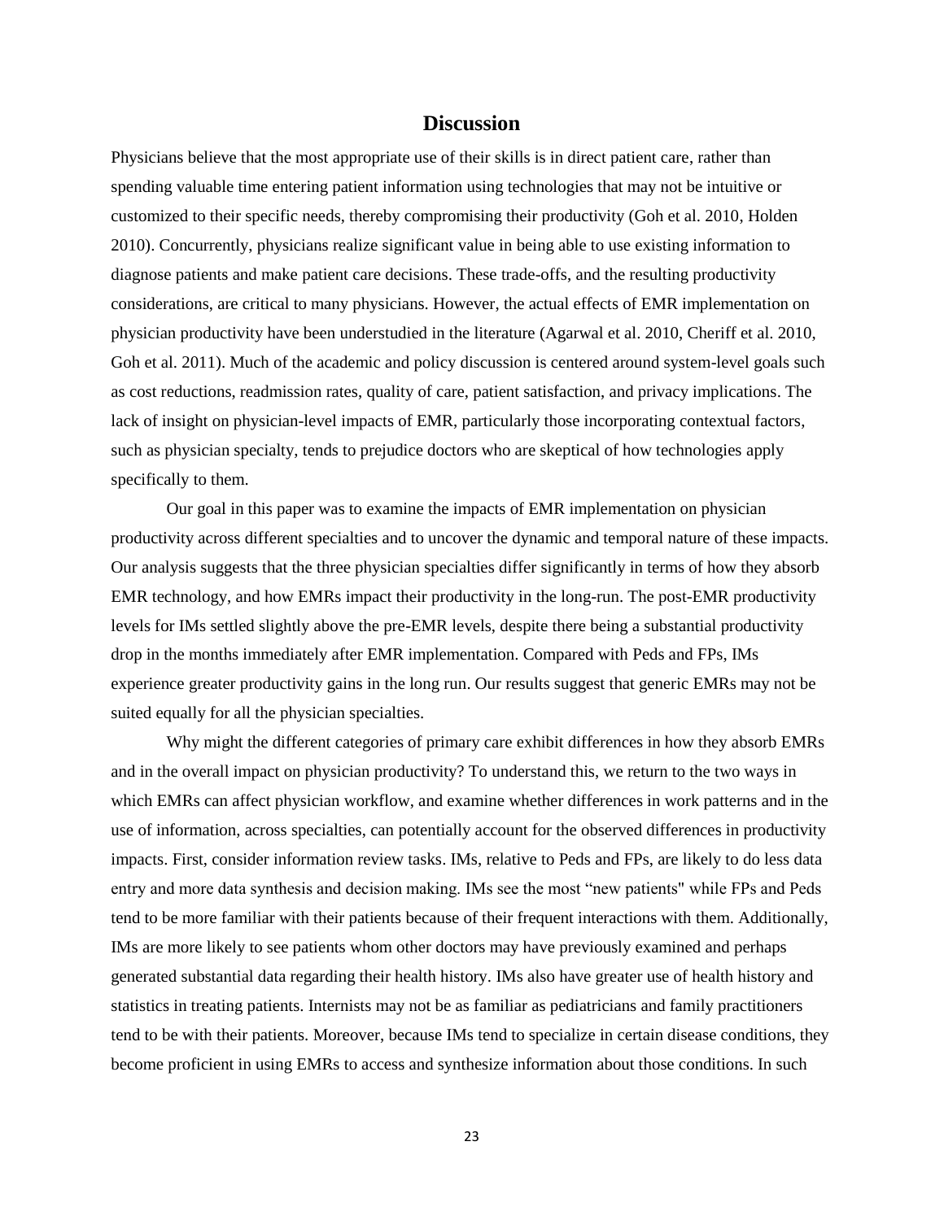## Discussion

Physicians believe that the most appropriate use of their skills is in direct patient care, rather than spending valuable time entering patient information using technologies that may not be intuitive or customized to their specific needs, thereby compromising their productivity (Goh et al. 2010, Holden 2010). Concurrently, physicians realize significant value in being able to use existing information to diagnose patients and make patient care decisions. These trade-offs, and the resulting productivity considerations, are critical to many physicians. However, the actual effects of EMR implementation on physician productivity have been understudied in the literature (Agarwal et al. 2010, Cheriff et al. 2010, Goh et al. 2011). Much of the academic and policy discussion is centered around system-level goals such as cost reductions, readmission rates, quality of care, patient satisfaction, and privacy implications. The lack of insight on physician-level impacts of EMR, particularly those incorporating contextual factors, such as physician specialty, tends to prejudice doctors who are skeptical of how technologies apply specifically to them.

Our goal in this paper was to examine the impacts of EMR implementation on physician productivity across different specialties and to uncover the dynamic and temporal nature of these impacts. Our analysis suggests that the three physician specialties differ significantly in terms of how they absorb EMR technology, and how EMRs impact their productivity in the long-run. The post-EMR productivity levels for IMs settled slightly above the pre-EMR levels, despite there being a substantial productivity drop in the months immediately after EMR implementation. Compared with Peds and FPs, IMs experience greater productivity gains in the long run. Our results suggest that generic EMRs may not be suited equally for all the physician specialties.

Why might the different categories of primary care exhibit differences in how they absorb EMRs and in the overall impact on physician productivity? To understand this, we return to the two ways in which EMRs can affect physician workflow, and examine whether differences in work patterns and in the use of information, across specialties, can potentially account for the observed differences in productivity impacts. First, consider information review tasks. IMs, relative to Peds and FPs, are likely to do less data entry and more data synthesis and decision making. IMs see the most "new patients" while FPs and Peds tend to be more familiar with their patients because of their frequent interactions with them. Additionally, IMs are more likely to see patients whom other doctors may have previously examined and perhaps generated substantial data regarding their health history. IMs also have greater use of health history and statistics in treating patients. Internists may not be as familiar as pediatricians and family practitioners tend to be with their patients. Moreover, because IMs tend to specialize in certain disease conditions, they become proficient in using EMRs to access and synthesize information about those conditions. In such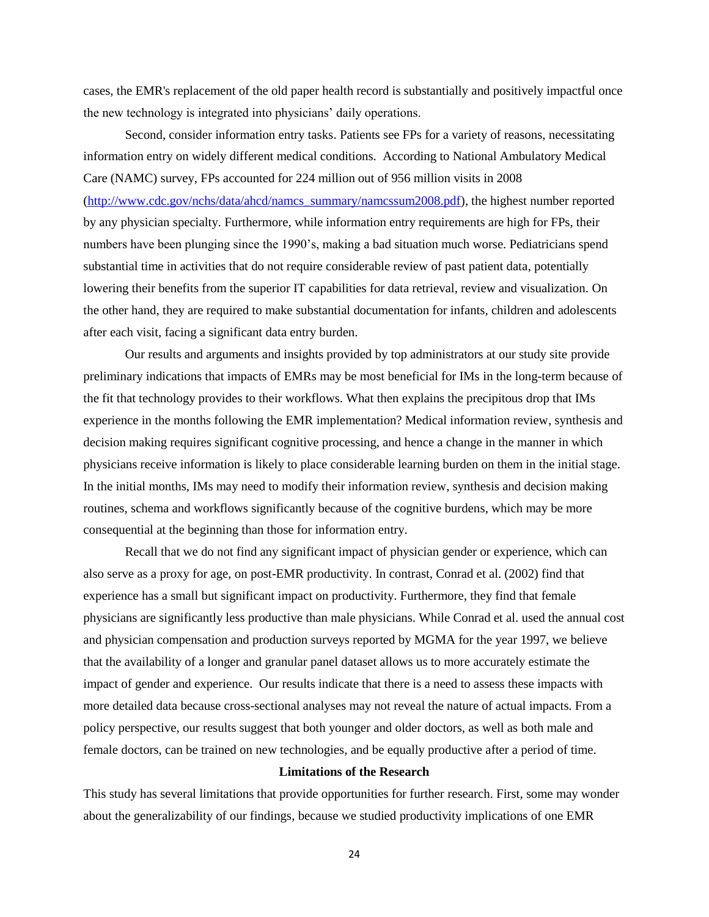cases, the EMR's replacement of the old paper health record is substantially and positively impactful once the new technology is integrated into physicians' daily operations.

Second, consider information entry tasks. Patients see FPs for a variety of reasons, necessitating information entry on widely different medical conditions. According to National Ambulatory Medical Care (NAMC) survey, FPs accounted for 224 million out of 956 million visits in 2008 (http://www.cdc.gov/nchs/data/ahcd/namcs_summary/namcssum2008.pdf), the highest number reported by any physician specialty. Furthermore, while information entry requirements are high for FPs, their numbers have been plunging since the 1990's, making a bad situation much worse. Pediatricians spend substantial time in activities that do not require considerable review of past patient data, potentially lowering their benefits from the superior IT capabilities for data retrieval, review and visualization. On the other hand, they are required to make substantial documentation for infants, children and adolescents after each visit, facing a significant data entry burden.

Our results and arguments and insights provided by top administrators at our study site provide preliminary indications that impacts of EMRs may be most beneficial for IMs in the long-term because of the fit that technology provides to their workflows. What then explains the precipitous drop that IMs experience in the months following the EMR implementation? Medical information review, synthesis and decision making requires significant cognitive processing, and hence a change in the manner in which physicians receive information is likely to place considerable learning burden on them in the initial stage. In the initial months, IMs may need to modify their information review, synthesis and decision making routines, schema and workflows significantly because of the cognitive burdens, which may be more consequential at the beginning than those for information entry.

Recall that we do not find any significant impact of physician gender or experience, which can also serve as a proxy for age, on post-EMR productivity. In contrast, Conrad et al. (2002) find that experience has a small but significant impact on productivity. Furthermore, they find that female physicians are significantly less productive than male physicians. While Conrad et al. used the annual cost and physician compensation and production surveys reported by MGMA for the year 1997, we believe that the availability of a longer and granular panel dataset allows us to more accurately estimate the impact of gender and experience. Our results indicate that there is a need to assess these impacts with more detailed data because cross-sectional analyses may not reveal the nature of actual impacts. From a policy perspective, our results suggest that both younger and older doctors, as well as both male and female doctors, can be trained on new technologies, and be equally productive after a period of time.

## Limitations of the Research

This study has several limitations that provide opportunities for further research. First, some may wonder about the generalizability of our findings, because we studied productivity implications of one EMR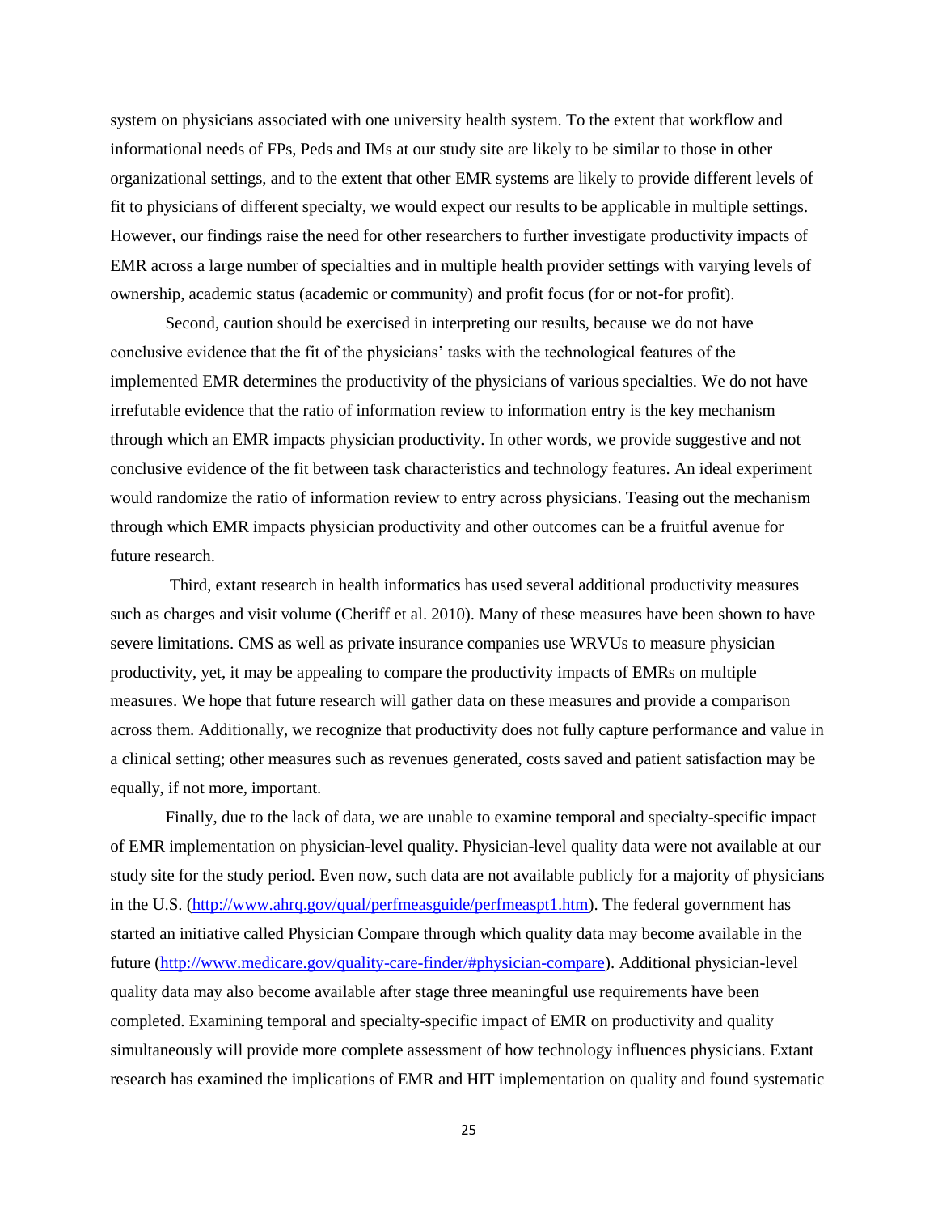system on physicians associated with one university health system. To the extent that workflow and informational needs of FPs, Peds and IMs at our study site are likely to be similar to those in other organizational settings, and to the extent that other EMR systems are likely to provide different levels of fit to physicians of different specialty, we would expect our results to be applicable in multiple settings. However, our findings raise the need for other researchers to further investigate productivity impacts of EMR across a large number of specialties and in multiple health provider settings with varying levels of ownership, academic status (academic or community) and profit focus (for or not-for profit).

Second, caution should be exercised in interpreting our results, because we do not have conclusive evidence that the fit of the physicians' tasks with the technological features of the implemented EMR determines the productivity of the physicians of various specialties. We do not have irrefutable evidence that the ratio of information review to information entry is the key mechanism through which an EMR impacts physician productivity. In other words, we provide suggestive and not conclusive evidence of the fit between task characteristics and technology features. An ideal experiment would randomize the ratio of information review to entry across physicians. Teasing out the mechanism through which EMR impacts physician productivity and other outcomes can be a fruitful avenue for future research.

Third, extant research in health informatics has used several additional productivity measures such as charges and visit volume (Cheriff et al. 2010). Many of these measures have been shown to have severe limitations. CMS as well as private insurance companies use WRVUs to measure physician productivity, yet, it may be appealing to compare the productivity impacts of EMRs on multiple measures. We hope that future research will gather data on these measures and provide a comparison across them. Additionally, we recognize that productivity does not fully capture performance and value in a clinical setting; other measures such as revenues generated, costs saved and patient satisfaction may be equally, if not more, important.

Finally, due to the lack of data, we are unable to examine temporal and specialty-specific impact of EMR implementation on physician-level quality. Physician-level quality data were not available at our study site for the study period. Even now, such data are not available publicly for a majority of physicians in the U.S. (http://www.ahrq.gov/qual/perfmeasguide/perfmeaspt1.htm). The federal government has started an initiative called Physician Compare through which quality data may become available in the future (http://www.medicare.gov/quality-care-finder/#physician-compare). Additional physician-level quality data may also become available after stage three meaningful use requirements have been completed. Examining temporal and specialty-specific impact of EMR on productivity and quality simultaneously will provide more complete assessment of how technology influences physicians. Extant research has examined the implications of EMR and HIT implementation on quality and found systematic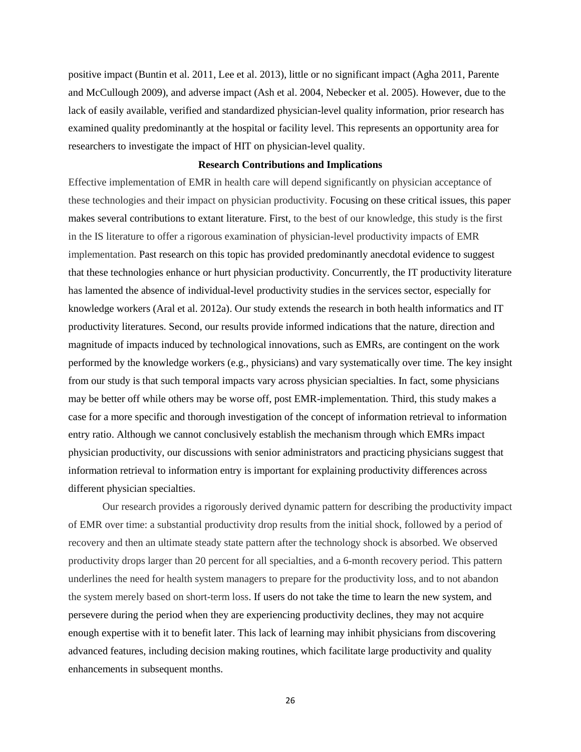positive impact (Buntin et al. 2011, Lee et al. 2013), little or no significant impact (Agha 2011, Parente and McCullough 2009), and adverse impact (Ash et al. 2004, Nebecker et al. 2005). However, due to the lack of easily available, verified and standardized physician-level quality information, prior research has examined quality predominantly at the hospital or facility level. This represents an opportunity area for researchers to investigate the impact of HIT on physician-level quality.

## Research Contributions and Implications

Effective implementation of EMR in health care will depend significantly on physician acceptance of these technologies and their impact on physician productivity. Focusing on these critical issues, this paper makes several contributions to extant literature. First, to the best of our knowledge, this study is the first in the IS literature to offer a rigorous examination of physician-level productivity impacts of EMR implementation. Past research on this topic has provided predominantly anecdotal evidence to suggest that these technologies enhance or hurt physician productivity. Concurrently, the IT productivity literature has lamented the absence of individual-level productivity studies in the services sector, especially for knowledge workers (Aral et al. 2012a). Our study extends the research in both health informatics and IT productivity literatures. Second, our results provide informed indications that the nature, direction and magnitude of impacts induced by technological innovations, such as EMRs, are contingent on the work performed by the knowledge workers (e.g., physicians) and vary systematically over time. The key insight from our study is that such temporal impacts vary across physician specialties. In fact, some physicians may be better off while others may be worse off, post EMR-implementation. Third, this study makes a case for a more specific and thorough investigation of the concept of information retrieval to information entry ratio. Although we cannot conclusively establish the mechanism through which EMRs impact physician productivity, our discussions with senior administrators and practicing physicians suggest that information retrieval to information entry is important for explaining productivity differences across different physician specialties.

Our research provides a rigorously derived dynamic pattern for describing the productivity impact of EMR over time: a substantial productivity drop results from the initial shock, followed by a period of recovery and then an ultimate steady state pattern after the technology shock is absorbed. We observed productivity drops larger than 20 percent for all specialties, and a 6-month recovery period. This pattern underlines the need for health system managers to prepare for the productivity loss, and to not abandon the system merely based on short-term loss. If users do not take the time to learn the new system, and persevere during the period when they are experiencing productivity declines, they may not acquire enough expertise with it to benefit later. This lack of learning may inhibit physicians from discovering advanced features, including decision making routines, which facilitate large productivity and quality enhancements in subsequent months.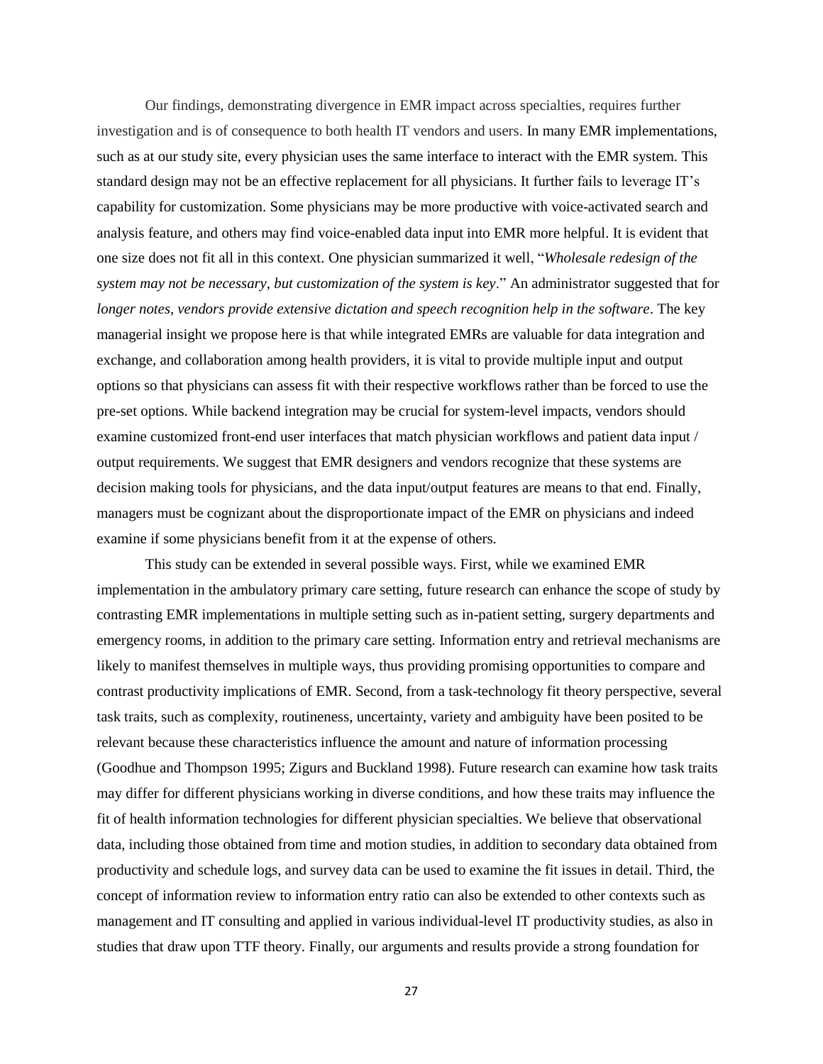Our findings, demonstrating divergence in EMR impact across specialties, requires further investigation and is of consequence to both health IT vendors and users. In many EMR implementations, such as at our study site, every physician uses the same interface to interact with the EMR system. This standard design may not be an effective replacement for all physicians. It further fails to leverage IT's capability for customization. Some physicians may be more productive with voice-activated search and analysis feature, and others may find voice-enabled data input into EMR more helpful. It is evident that one size does not fit all in this context. One physician summarized it well, "*Wholesale redesign of the system may not be necessary, but customization of the system is key*." An administrator suggested that for *longer notes, vendors provide extensive dictation and speech recognition help in the software*. The key managerial insight we propose here is that while integrated EMRs are valuable for data integration and exchange, and collaboration among health providers, it is vital to provide multiple input and output options so that physicians can assess fit with their respective workflows rather than be forced to use the pre-set options. While backend integration may be crucial for system-level impacts, vendors should examine customized front-end user interfaces that match physician workflows and patient data input / output requirements. We suggest that EMR designers and vendors recognize that these systems are decision making tools for physicians, and the data input/output features are means to that end. Finally, managers must be cognizant about the disproportionate impact of the EMR on physicians and indeed examine if some physicians benefit from it at the expense of others.

This study can be extended in several possible ways. First, while we examined EMR implementation in the ambulatory primary care setting, future research can enhance the scope of study by contrasting EMR implementations in multiple setting such as in-patient setting, surgery departments and emergency rooms, in addition to the primary care setting. Information entry and retrieval mechanisms are likely to manifest themselves in multiple ways, thus providing promising opportunities to compare and contrast productivity implications of EMR. Second, from a task-technology fit theory perspective, several task traits, such as complexity, routineness, uncertainty, variety and ambiguity have been posited to be relevant because these characteristics influence the amount and nature of information processing (Goodhue and Thompson 1995; Zigurs and Buckland 1998). Future research can examine how task traits may differ for different physicians working in diverse conditions, and how these traits may influence the fit of health information technologies for different physician specialties. We believe that observational data, including those obtained from time and motion studies, in addition to secondary data obtained from productivity and schedule logs, and survey data can be used to examine the fit issues in detail. Third, the concept of information review to information entry ratio can also be extended to other contexts such as management and IT consulting and applied in various individual-level IT productivity studies, as also in studies that draw upon TTF theory. Finally, our arguments and results provide a strong foundation for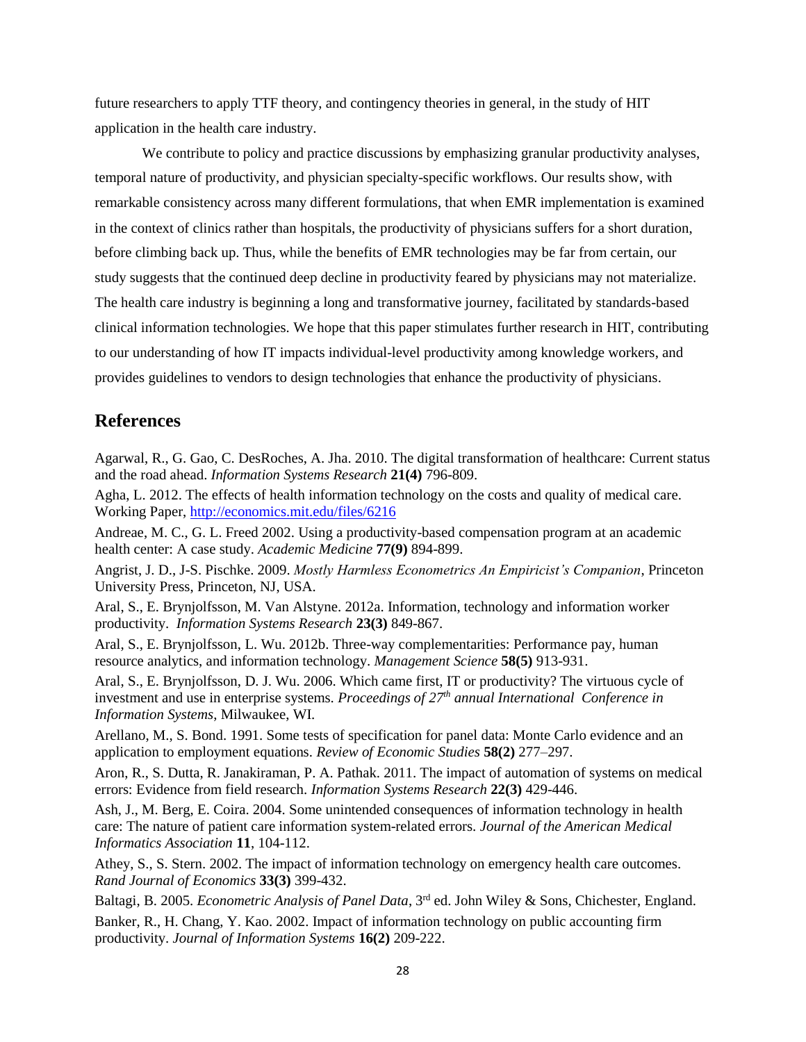future researchers to apply TTF theory, and contingency theories in general, in the study of HIT application in the health care industry.

We contribute to policy and practice discussions by emphasizing granular productivity analyses, temporal nature of productivity, and physician specialty-specific workflows. Our results show, with remarkable consistency across many different formulations, that when EMR implementation is examined in the context of clinics rather than hospitals, the productivity of physicians suffers for a short duration, before climbing back up. Thus, while the benefits of EMR technologies may be far from certain, our study suggests that the continued deep decline in productivity feared by physicians may not materialize. The health care industry is beginning a long and transformative journey, facilitated by standards-based clinical information technologies. We hope that this paper stimulates further research in HIT, contributing to our understanding of how IT impacts individual-level productivity among knowledge workers, and provides guidelines to vendors to design technologies that enhance the productivity of physicians.

## References

Agarwal, R., G. Gao, C. DesRoches, A. Jha. 2010. The digital transformation of healthcare: Current status and the road ahead. *Information Systems Research* **21(4)** 796-809.

Agha, L. 2012. The effects of health information technology on the costs and quality of medical care. Working Paper, http://economics.mit.edu/files/6216

Andreae, M. C., G. L. Freed 2002. Using a productivity-based compensation program at an academic health center: A case study. *Academic Medicine* **77(9)** 894-899.

Angrist, J. D., J-S. Pischke. 2009. *Mostly Harmless Econometrics An Empiricist's Companion*, Princeton University Press, Princeton, NJ, USA.

Aral, S., E. Brynjolfsson, M. Van Alstyne. 2012a. Information, technology and information worker productivity. *Information Systems Research* **23(3)** 849-867.

Aral, S., E. Brynjolfsson, L. Wu. 2012b. Three-way complementarities: Performance pay, human resource analytics, and information technology. *Management Science* **58(5)** 913-931.

Aral, S., E. Brynjolfsson, D. J. Wu. 2006. Which came first, IT or productivity? The virtuous cycle of investment and use in enterprise systems. *Proceedings of 27th annual International Conference in Information Systems*, Milwaukee, WI.

Arellano, M., S. Bond. 1991. Some tests of specification for panel data: Monte Carlo evidence and an application to employment equations. *Review of Economic Studies* **58(2)** 277–297.

Aron, R., S. Dutta, R. Janakiraman, P. A. Pathak. 2011. The impact of automation of systems on medical errors: Evidence from field research. *Information Systems Research* **22(3)** 429-446.

Ash, J., M. Berg, E. Coira. 2004. Some unintended consequences of information technology in health care: The nature of patient care information system-related errors. *Journal of the American Medical Informatics Association* **11**, 104-112.

Athey, S., S. Stern. 2002. The impact of information technology on emergency health care outcomes. *Rand Journal of Economics* **33(3)** 399-432.

Baltagi, B. 2005. *Econometric Analysis of Panel Data*, 3rd ed. John Wiley & Sons, Chichester, England.

Banker, R., H. Chang, Y. Kao. 2002. Impact of information technology on public accounting firm productivity. *Journal of Information Systems* **16(2)** 209-222.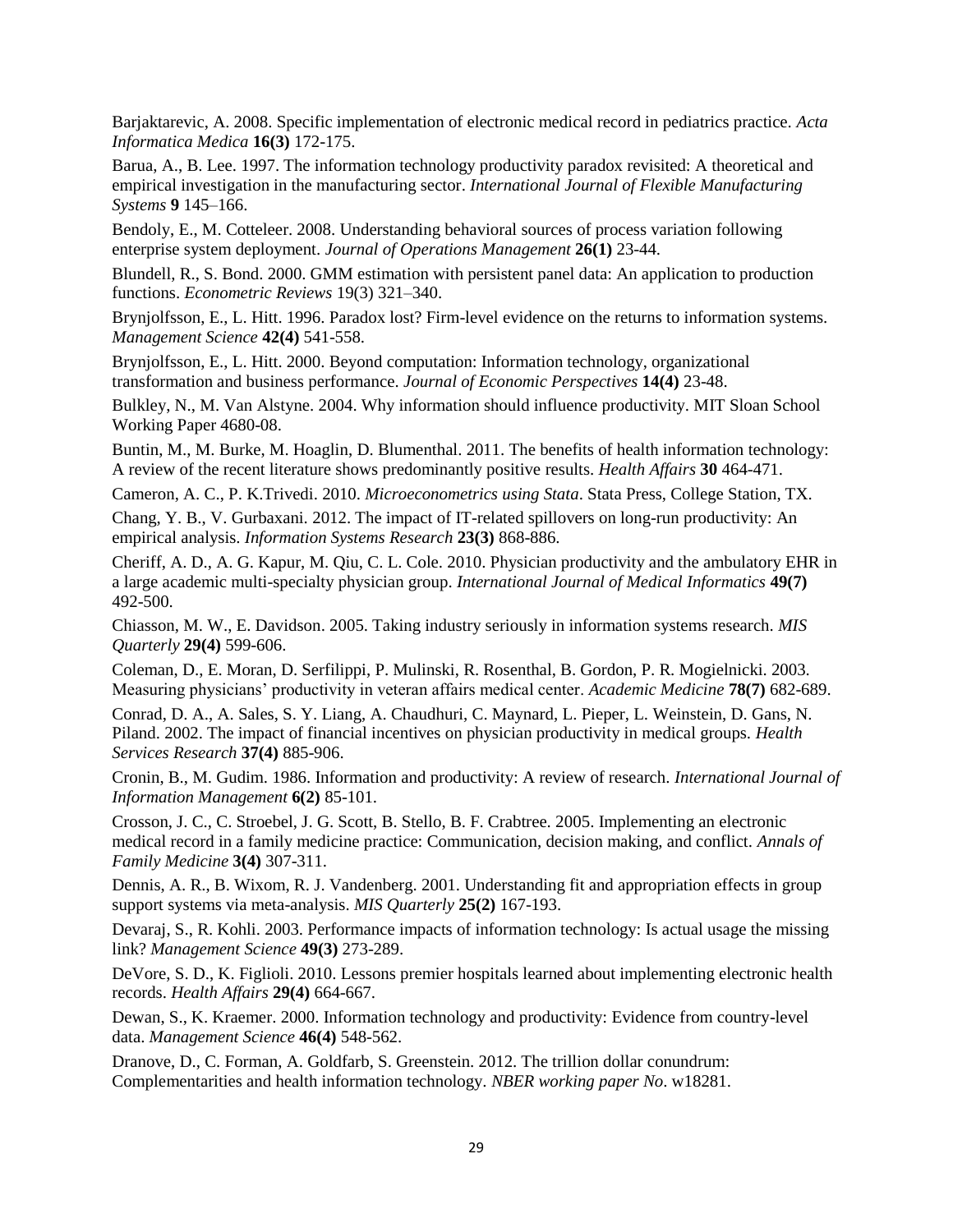Barjaktarevic, A. 2008. Specific implementation of electronic medical record in pediatrics practice. *Acta Informatica Medica* **16(3)** 172-175.

Barua, A., B. Lee. 1997. The information technology productivity paradox revisited: A theoretical and empirical investigation in the manufacturing sector. *International Journal of Flexible Manufacturing Systems* **9** 145–166.

Bendoly, E., M. Cotteleer. 2008. Understanding behavioral sources of process variation following enterprise system deployment. *Journal of Operations Management* **26(1)** 23-44.

Blundell, R., S. Bond. 2000. GMM estimation with persistent panel data: An application to production functions. *Econometric Reviews* 19(3) 321–340.

Brynjolfsson, E., L. Hitt. 1996. Paradox lost? Firm-level evidence on the returns to information systems. *Management Science* **42(4)** 541-558.

Brynjolfsson, E., L. Hitt. 2000. Beyond computation: Information technology, organizational transformation and business performance. *Journal of Economic Perspectives* **14(4)** 23-48.

Bulkley, N., M. Van Alstyne. 2004. Why information should influence productivity. MIT Sloan School Working Paper 4680-08.

Buntin, M., M. Burke, M. Hoaglin, D. Blumenthal. 2011. The benefits of health information technology: A review of the recent literature shows predominantly positive results. *Health Affairs* **30** 464-471.

Cameron, A. C., P. K.Trivedi. 2010. *Microeconometrics using Stata*. Stata Press, College Station, TX.

Chang, Y. B., V. Gurbaxani. 2012. The impact of IT-related spillovers on long-run productivity: An empirical analysis. *Information Systems Research* **23(3)** 868-886.

Cheriff, A. D., A. G. Kapur, M. Qiu, C. L. Cole. 2010. Physician productivity and the ambulatory EHR in a large academic multi-specialty physician group. *International Journal of Medical Informatics* **49(7)** 492-500.

Chiasson, M. W., E. Davidson. 2005. Taking industry seriously in information systems research. *MIS Quarterly* **29(4)** 599-606.

Coleman, D., E. Moran, D. Serfilippi, P. Mulinski, R. Rosenthal, B. Gordon, P. R. Mogielnicki. 2003. Measuring physicians' productivity in veteran affairs medical center. *Academic Medicine* **78(7)** 682-689.

Conrad, D. A., A. Sales, S. Y. Liang, A. Chaudhuri, C. Maynard, L. Pieper, L. Weinstein, D. Gans, N. Piland. 2002. The impact of financial incentives on physician productivity in medical groups. *Health Services Research* **37(4)** 885-906.

Cronin, B., M. Gudim. 1986. Information and productivity: A review of research. *International Journal of Information Management* **6(2)** 85-101.

Crosson, J. C., C. Stroebel, J. G. Scott, B. Stello, B. F. Crabtree. 2005. Implementing an electronic medical record in a family medicine practice: Communication, decision making, and conflict. *Annals of Family Medicine* **3(4)** 307-311.

Dennis, A. R., B. Wixom, R. J. Vandenberg. 2001. Understanding fit and appropriation effects in group support systems via meta-analysis. *MIS Quarterly* **25(2)** 167-193.

Devaraj, S., R. Kohli. 2003. Performance impacts of information technology: Is actual usage the missing link? *Management Science* **49(3)** 273-289.

DeVore, S. D., K. Figlioli. 2010. Lessons premier hospitals learned about implementing electronic health records. *Health Affairs* **29(4)** 664-667.

Dewan, S., K. Kraemer. 2000. Information technology and productivity: Evidence from country-level data. *Management Science* **46(4)** 548-562.

Dranove, D., C. Forman, A. Goldfarb, S. Greenstein. 2012. The trillion dollar conundrum: Complementarities and health information technology. *NBER working paper No*. w18281.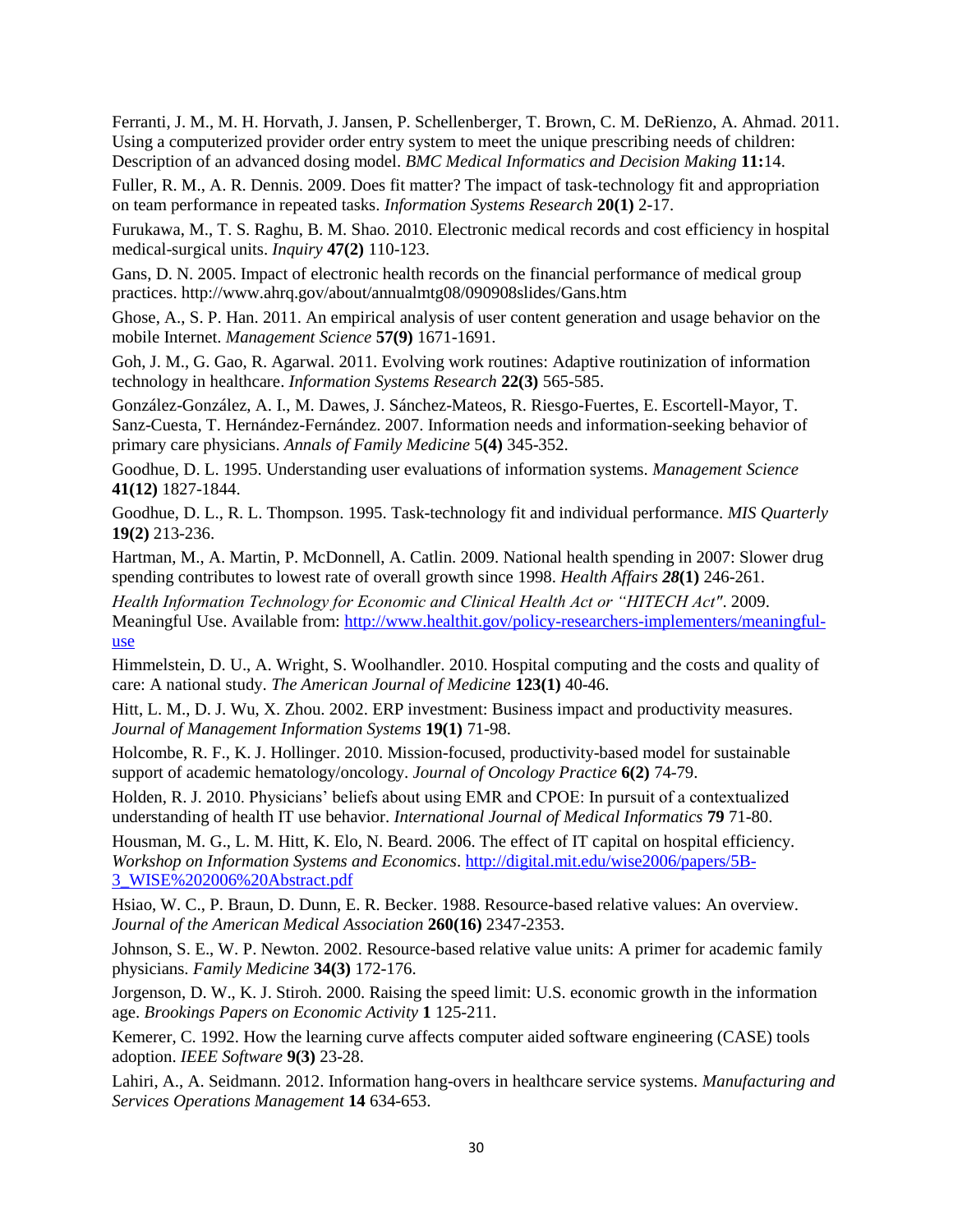Ferranti, J. M., M. H. Horvath, J. Jansen, P. Schellenberger, T. Brown, C. M. DeRienzo, A. Ahmad. 2011. Using a computerized provider order entry system to meet the unique prescribing needs of children: Description of an advanced dosing model. *BMC Medical Informatics and Decision Making* **11:**14.

Fuller, R. M., A. R. Dennis. 2009. Does fit matter? The impact of task-technology fit and appropriation on team performance in repeated tasks. *Information Systems Research* **20(1)** 2-17.

Furukawa, M., T. S. Raghu, B. M. Shao. 2010. Electronic medical records and cost efficiency in hospital medical-surgical units. *Inquiry* **47(2)** 110-123.

Gans, D. N. 2005. Impact of electronic health records on the financial performance of medical group practices. http://www.ahrq.gov/about/annualmtg08/090908slides/Gans.htm

Ghose, A., S. P. Han. 2011. An empirical analysis of user content generation and usage behavior on the mobile Internet. *Management Science* **57(9)** 1671-1691.

Goh, J. M., G. Gao, R. Agarwal. 2011. Evolving work routines: Adaptive routinization of information technology in healthcare. *Information Systems Research* **22(3)** 565-585.

González-González, A. I., M. Dawes, J. Sánchez-Mateos, R. Riesgo-Fuertes, E. Escortell-Mayor, T. Sanz-Cuesta, T. Hernández-Fernández. 2007. Information needs and information-seeking behavior of primary care physicians. *Annals of Family Medicine* 5**(4)** 345-352.

Goodhue, D. L. 1995. Understanding user evaluations of information systems. *Management Science* **41(12)** 1827-1844.

Goodhue, D. L., R. L. Thompson. 1995. Task-technology fit and individual performance. *MIS Quarterly* **19(2)** 213-236.

Hartman, M., A. Martin, P. McDonnell, A. Catlin. 2009. National health spending in 2007: Slower drug spending contributes to lowest rate of overall growth since 1998. *Health Affairs* ***28*****(1)** 246-261.

*Health Information Technology for Economic and Clinical Health Act or "HITECH Act"*. 2009. Meaningful Use. Available from: http://www.healthit.gov/policy-researchers-implementers/meaningful-use

Himmelstein, D. U., A. Wright, S. Woolhandler. 2010. Hospital computing and the costs and quality of care: A national study. *The American Journal of Medicine* **123(1)** 40-46.

Hitt, L. M., D. J. Wu, X. Zhou. 2002. ERP investment: Business impact and productivity measures. *Journal of Management Information Systems* **19(1)** 71-98.

Holcombe, R. F., K. J. Hollinger. 2010. Mission-focused, productivity-based model for sustainable support of academic hematology/oncology. *Journal of Oncology Practice* **6(2)** 74-79.

Holden, R. J. 2010. Physicians' beliefs about using EMR and CPOE: In pursuit of a contextualized understanding of health IT use behavior. *International Journal of Medical Informatics* **79** 71-80.

Housman, M. G., L. M. Hitt, K. Elo, N. Beard. 2006. The effect of IT capital on hospital efficiency. *Workshop on Information Systems and Economics*. http://digital.mit.edu/wise2006/papers/5B-3_WISE%202006%20Abstract.pdf

Hsiao, W. C., P. Braun, D. Dunn, E. R. Becker. 1988. Resource-based relative values: An overview. *Journal of the American Medical Association* **260(16)** 2347-2353.

Johnson, S. E., W. P. Newton. 2002. Resource-based relative value units: A primer for academic family physicians. *Family Medicine* **34(3)** 172-176.

Jorgenson, D. W., K. J. Stiroh. 2000. Raising the speed limit: U.S. economic growth in the information age. *Brookings Papers on Economic Activity* **1** 125-211.

Kemerer, C. 1992. How the learning curve affects computer aided software engineering (CASE) tools adoption. *IEEE Software* **9(3)** 23-28.

Lahiri, A., A. Seidmann. 2012. Information hang-overs in healthcare service systems. *Manufacturing and Services Operations Management* **14** 634-653.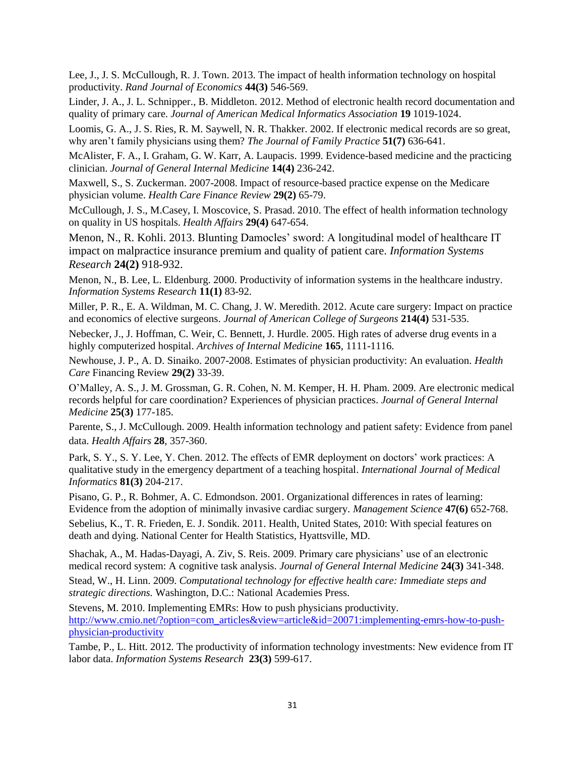Lee, J., J. S. McCullough, R. J. Town. 2013. The impact of health information technology on hospital productivity. *Rand Journal of Economics* **44(3)** 546-569.

Linder, J. A., J. L. Schnipper., B. Middleton. 2012. Method of electronic health record documentation and quality of primary care. *Journal of American Medical Informatics Association* **19** 1019-1024.

Loomis, G. A., J. S. Ries, R. M. Saywell, N. R. Thakker. 2002. If electronic medical records are so great, why aren't family physicians using them? *The Journal of Family Practice* **51(7)** 636-641.

McAlister, F. A., I. Graham, G. W. Karr, A. Laupacis. 1999. Evidence-based medicine and the practicing clinician. *Journal of General Internal Medicine* **14(4)** 236-242.

Maxwell, S., S. Zuckerman. 2007-2008. Impact of resource-based practice expense on the Medicare physician volume. *Health Care Finance Review* **29(2)** 65-79.

McCullough, J. S., M.Casey, I. Moscovice, S. Prasad. 2010. The effect of health information technology on quality in US hospitals. *Health Affairs* **29(4)** 647-654.

Menon, N., R. Kohli. 2013. Blunting Damocles' sword: A longitudinal model of healthcare IT impact on malpractice insurance premium and quality of patient care. *Information Systems Research* **24(2)** 918-932.

Menon, N., B. Lee, L. Eldenburg. 2000. Productivity of information systems in the healthcare industry. *Information Systems Research* **11(1)** 83-92.

Miller, P. R., E. A. Wildman, M. C. Chang, J. W. Meredith. 2012. Acute care surgery: Impact on practice and economics of elective surgeons. *Journal of American College of Surgeons* **214(4)** 531-535.

Nebecker, J., J. Hoffman, C. Weir, C. Bennett, J. Hurdle. 2005. High rates of adverse drug events in a highly computerized hospital. *Archives of Internal Medicine* **165**, 1111-1116.

Newhouse, J. P., A. D. Sinaiko. 2007-2008. Estimates of physician productivity: An evaluation. *Health Care* Financing Review **29(2)** 33-39.

O'Malley, A. S., J. M. Grossman, G. R. Cohen, N. M. Kemper, H. H. Pham. 2009. Are electronic medical records helpful for care coordination? Experiences of physician practices. *Journal of General Internal Medicine* **25(3)** 177-185.

Parente, S., J. McCullough. 2009. Health information technology and patient safety: Evidence from panel data. *Health Affairs* **28**, 357-360.

Park, S. Y., S. Y. Lee, Y. Chen. 2012. The effects of EMR deployment on doctors' work practices: A qualitative study in the emergency department of a teaching hospital. *International Journal of Medical Informatics* **81(3)** 204-217.

Pisano, G. P., R. Bohmer, A. C. Edmondson. 2001. Organizational differences in rates of learning: Evidence from the adoption of minimally invasive cardiac surgery. *Management Science* **47(6)** 652-768.

Sebelius, K., T. R. Frieden, E. J. Sondik. 2011. Health, United States, 2010: With special features on death and dying. National Center for Health Statistics, Hyattsville, MD.

Shachak, A., M. Hadas-Dayagi, A. Ziv, S. Reis. 2009. Primary care physicians' use of an electronic medical record system: A cognitive task analysis. *Journal of General Internal Medicine* **24(3)** 341-348.

Stead, W., H. Linn. 2009. *Computational technology for effective health care: Immediate steps and strategic directions.* Washington, D.C.: National Academies Press.

Stevens, M. 2010. Implementing EMRs: How to push physicians productivity. http://www.cmio.net/?option=com_articles&view=article&id=20071:implementing-emrs-how-to-push-physician-productivity

Tambe, P., L. Hitt. 2012. The productivity of information technology investments: New evidence from IT labor data. *Information Systems Research* **23(3)** 599-617.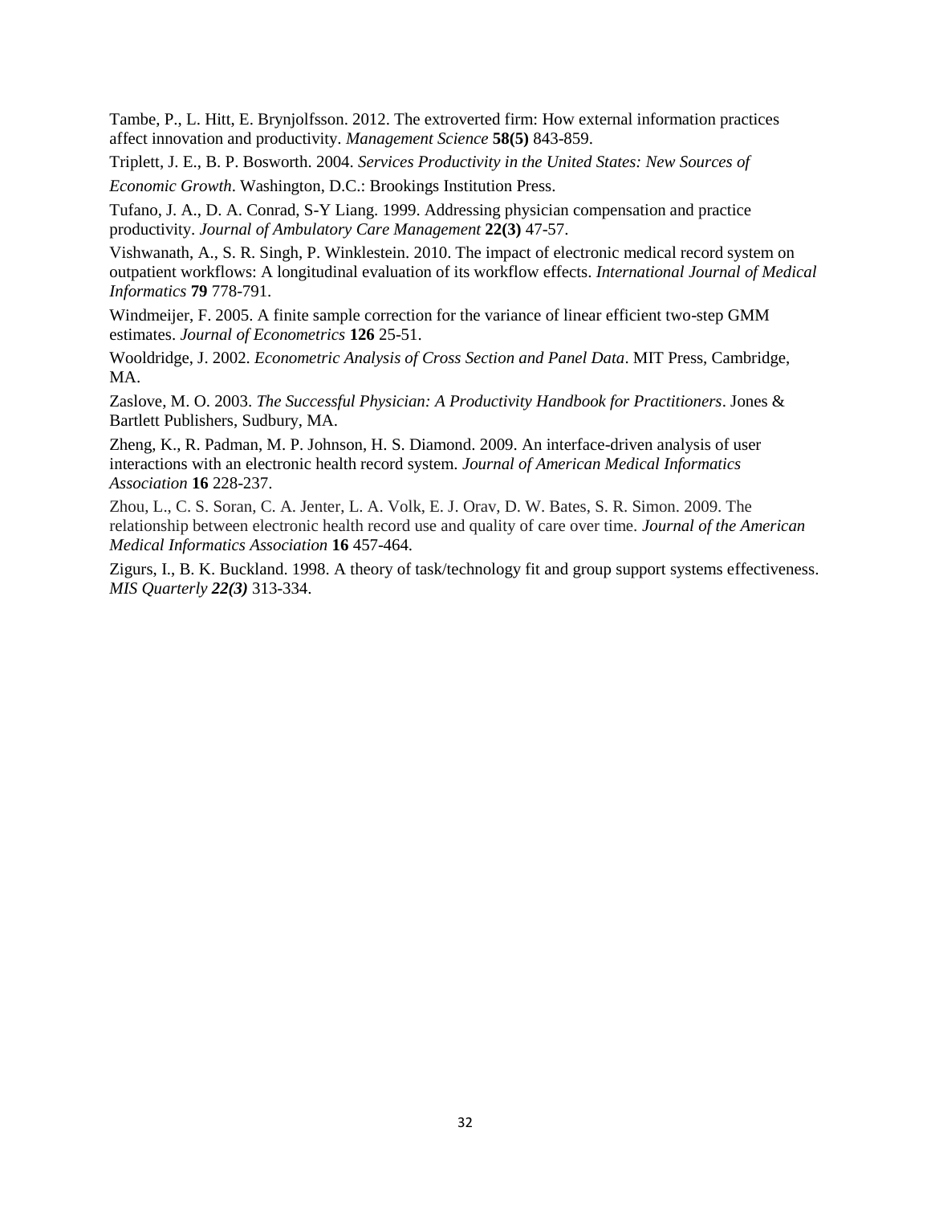Tambe, P., L. Hitt, E. Brynjolfsson. 2012. The extroverted firm: How external information practices affect innovation and productivity. *Management Science* **58(5)** 843-859.

Triplett, J. E., B. P. Bosworth. 2004. *Services Productivity in the United States: New Sources of Economic Growth*. Washington, D.C.: Brookings Institution Press.

Tufano, J. A., D. A. Conrad, S-Y Liang. 1999. Addressing physician compensation and practice productivity. *Journal of Ambulatory Care Management* **22(3)** 47-57.

Vishwanath, A., S. R. Singh, P. Winklestein. 2010. The impact of electronic medical record system on outpatient workflows: A longitudinal evaluation of its workflow effects. *International Journal of Medical Informatics* **79** 778-791.

Windmeijer, F. 2005. A finite sample correction for the variance of linear efficient two-step GMM estimates. *Journal of Econometrics* **126** 25-51.

Wooldridge, J. 2002. *Econometric Analysis of Cross Section and Panel Data*. MIT Press, Cambridge, MA.

Zaslove, M. O. 2003. *The Successful Physician: A Productivity Handbook for Practitioners*. Jones & Bartlett Publishers, Sudbury, MA.

Zheng, K., R. Padman, M. P. Johnson, H. S. Diamond. 2009. An interface-driven analysis of user interactions with an electronic health record system. *Journal of American Medical Informatics Association* **16** 228-237.

Zhou, L., C. S. Soran, C. A. Jenter, L. A. Volk, E. J. Orav, D. W. Bates, S. R. Simon. 2009. The relationship between electronic health record use and quality of care over time. *Journal of the American Medical Informatics Association* **16** 457-464.

Zigurs, I., B. K. Buckland. 1998. A theory of task/technology fit and group support systems effectiveness. *MIS Quarterly **22(3)*** 313-334.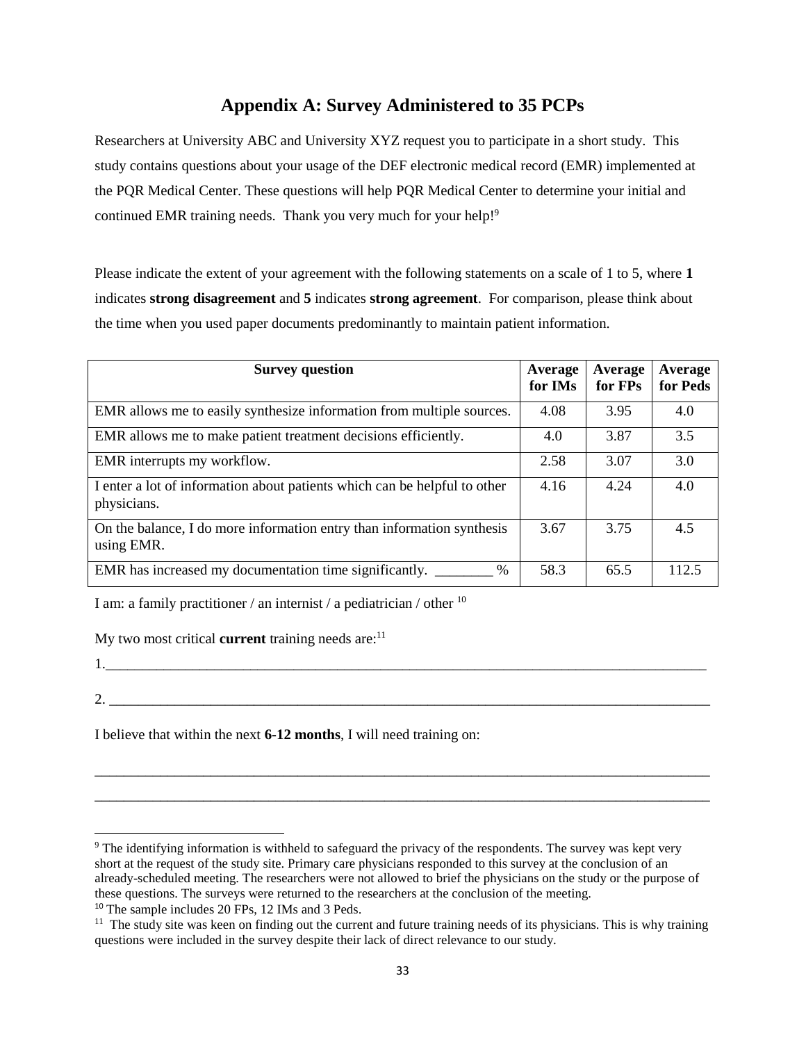# Appendix A: Survey Administered to 35 PCPs

Researchers at University ABC and University XYZ request you to participate in a short study. This study contains questions about your usage of the DEF electronic medical record (EMR) implemented at the PQR Medical Center. These questions will help PQR Medical Center to determine your initial and continued EMR training needs. Thank you very much for your help![9]

Please indicate the extent of your agreement with the following statements on a scale of 1 to 5, where **1** indicates **strong disagreement** and **5** indicates **strong agreement**. For comparison, please think about the time when you used paper documents predominantly to maintain patient information.

| Survey question | Average for IMs | Average for FPs | Average for Peds |
|---|---|---|---|
| EMR allows me to easily synthesize information from multiple sources. | 4.08 | 3.95 | 4.0 |
| EMR allows me to make patient treatment decisions efficiently. | 4.0 | 3.87 | 3.5 |
| EMR interrupts my workflow. | 2.58 | 3.07 | 3.0 |
| I enter a lot of information about patients which can be helpful to other physicians. | 4.16 | 4.24 | 4.0 |
| On the balance, I do more information entry than information synthesis using EMR. | 3.67 | 3.75 | 4.5 |
| EMR has increased my documentation time significantly. ________ % | 58.3 | 65.5 | 112.5 |

I am: a family practitioner / an internist / a pediatrician / other [10]

My two most critical **current** training needs are:[11]

1.______________________________________________________________________________

2. ______________________________________________________________________________

I believe that within the next **6-12 months**, I will need training on:

_______________________________________________________________________________

_______________________________________________________________________________

[9] The identifying information is withheld to safeguard the privacy of the respondents. The survey was kept very short at the request of the study site. Primary care physicians responded to this survey at the conclusion of an already-scheduled meeting. The researchers were not allowed to brief the physicians on the study or the purpose of these questions. The surveys were returned to the researchers at the conclusion of the meeting.

[10] The sample includes 20 FPs, 12 IMs and 3 Peds.

[11] The study site was keen on finding out the current and future training needs of its physicians. This is why training questions were included in the survey despite their lack of direct relevance to our study.